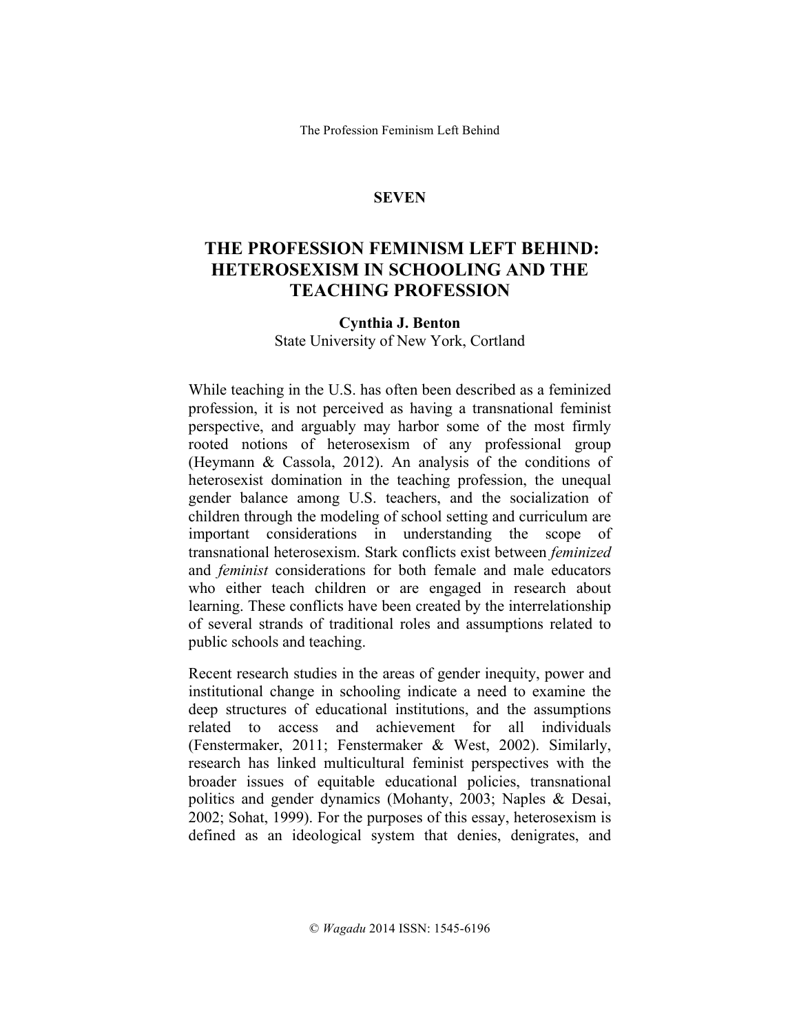## SEVEN

# THE PROFESSION FEMINISM LEFT BEHIND: HETEROSEXISM IN SCHOOLING AND THE TEACHING PROFESSION

**Cynthia J. Benton**
State University of New York, Cortland

While teaching in the U.S. has often been described as a feminized profession, it is not perceived as having a transnational feminist perspective, and arguably may harbor some of the most firmly rooted notions of heterosexism of any professional group (Heymann & Cassola, 2012). An analysis of the conditions of heterosexist domination in the teaching profession, the unequal gender balance among U.S. teachers, and the socialization of children through the modeling of school setting and curriculum are important considerations in understanding the scope of transnational heterosexism. Stark conflicts exist between *feminized* and *feminist* considerations for both female and male educators who either teach children or are engaged in research about learning. These conflicts have been created by the interrelationship of several strands of traditional roles and assumptions related to public schools and teaching.

Recent research studies in the areas of gender inequity, power and institutional change in schooling indicate a need to examine the deep structures of educational institutions, and the assumptions related to access and achievement for all individuals (Fenstermaker, 2011; Fenstermaker & West, 2002). Similarly, research has linked multicultural feminist perspectives with the broader issues of equitable educational policies, transnational politics and gender dynamics (Mohanty, 2003; Naples & Desai, 2002; Sohat, 1999). For the purposes of this essay, heterosexism is defined as an ideological system that denies, denigrates, and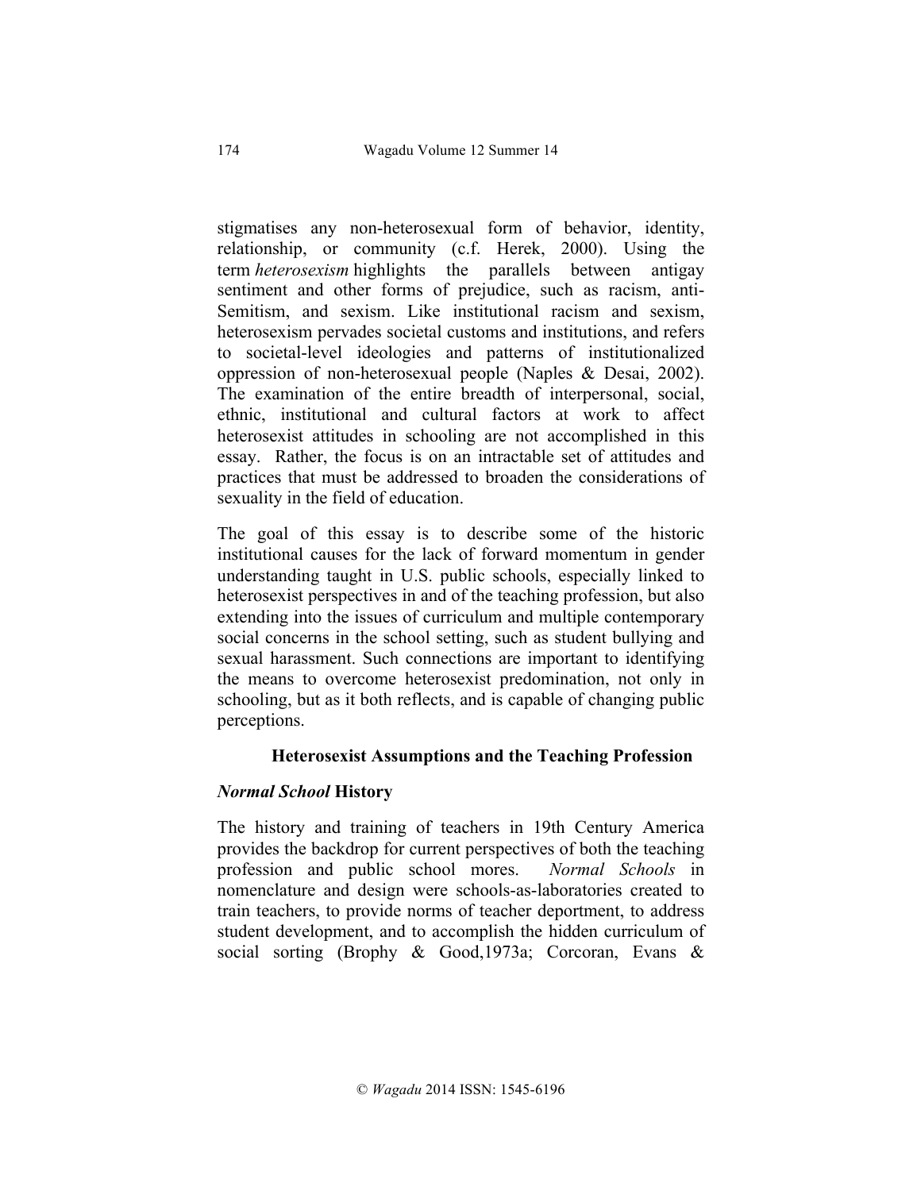stigmatises any non-heterosexual form of behavior, identity, relationship, or community (c.f. Herek, 2000). Using the term *heterosexism* highlights the parallels between antigay sentiment and other forms of prejudice, such as racism, anti-Semitism, and sexism. Like institutional racism and sexism, heterosexism pervades societal customs and institutions, and refers to societal-level ideologies and patterns of institutionalized oppression of non-heterosexual people (Naples & Desai, 2002). The examination of the entire breadth of interpersonal, social, ethnic, institutional and cultural factors at work to affect heterosexist attitudes in schooling are not accomplished in this essay. Rather, the focus is on an intractable set of attitudes and practices that must be addressed to broaden the considerations of sexuality in the field of education.

The goal of this essay is to describe some of the historic institutional causes for the lack of forward momentum in gender understanding taught in U.S. public schools, especially linked to heterosexist perspectives in and of the teaching profession, but also extending into the issues of curriculum and multiple contemporary social concerns in the school setting, such as student bullying and sexual harassment. Such connections are important to identifying the means to overcome heterosexist predomination, not only in schooling, but as it both reflects, and is capable of changing public perceptions.

## Heterosexist Assumptions and the Teaching Profession

### *Normal School* History

The history and training of teachers in 19th Century America provides the backdrop for current perspectives of both the teaching profession and public school mores. *Normal Schools* in nomenclature and design were schools-as-laboratories created to train teachers, to provide norms of teacher deportment, to address student development, and to accomplish the hidden curriculum of social sorting (Brophy & Good,1973a; Corcoran, Evans &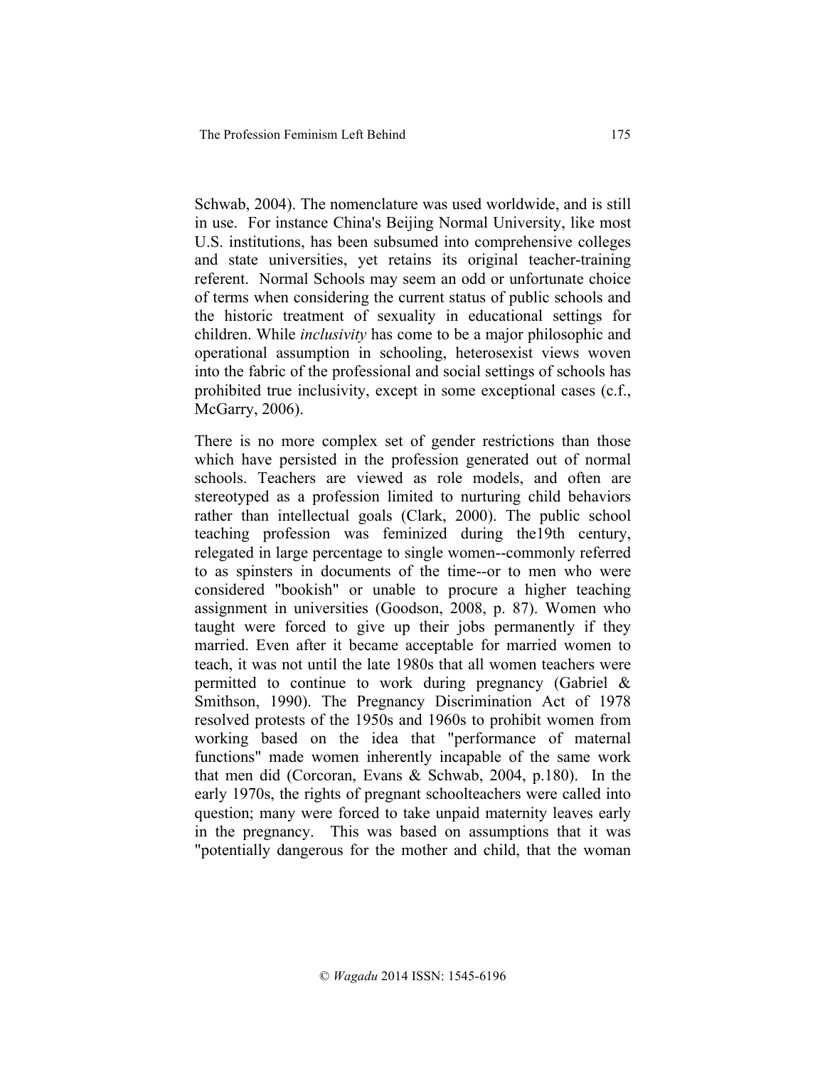Schwab, 2004). The nomenclature was used worldwide, and is still in use. For instance China's Beijing Normal University, like most U.S. institutions, has been subsumed into comprehensive colleges and state universities, yet retains its original teacher-training referent. Normal Schools may seem an odd or unfortunate choice of terms when considering the current status of public schools and the historic treatment of sexuality in educational settings for children. While *inclusivity* has come to be a major philosophic and operational assumption in schooling, heterosexist views woven into the fabric of the professional and social settings of schools has prohibited true inclusivity, except in some exceptional cases (c.f., McGarry, 2006).

There is no more complex set of gender restrictions than those which have persisted in the profession generated out of normal schools. Teachers are viewed as role models, and often are stereotyped as a profession limited to nurturing child behaviors rather than intellectual goals (Clark, 2000). The public school teaching profession was feminized during the19th century, relegated in large percentage to single women--commonly referred to as spinsters in documents of the time--or to men who were considered "bookish" or unable to procure a higher teaching assignment in universities (Goodson, 2008, p. 87). Women who taught were forced to give up their jobs permanently if they married. Even after it became acceptable for married women to teach, it was not until the late 1980s that all women teachers were permitted to continue to work during pregnancy (Gabriel & Smithson, 1990). The Pregnancy Discrimination Act of 1978 resolved protests of the 1950s and 1960s to prohibit women from working based on the idea that "performance of maternal functions" made women inherently incapable of the same work that men did (Corcoran, Evans & Schwab, 2004, p.180). In the early 1970s, the rights of pregnant schoolteachers were called into question; many were forced to take unpaid maternity leaves early in the pregnancy. This was based on assumptions that it was "potentially dangerous for the mother and child, that the woman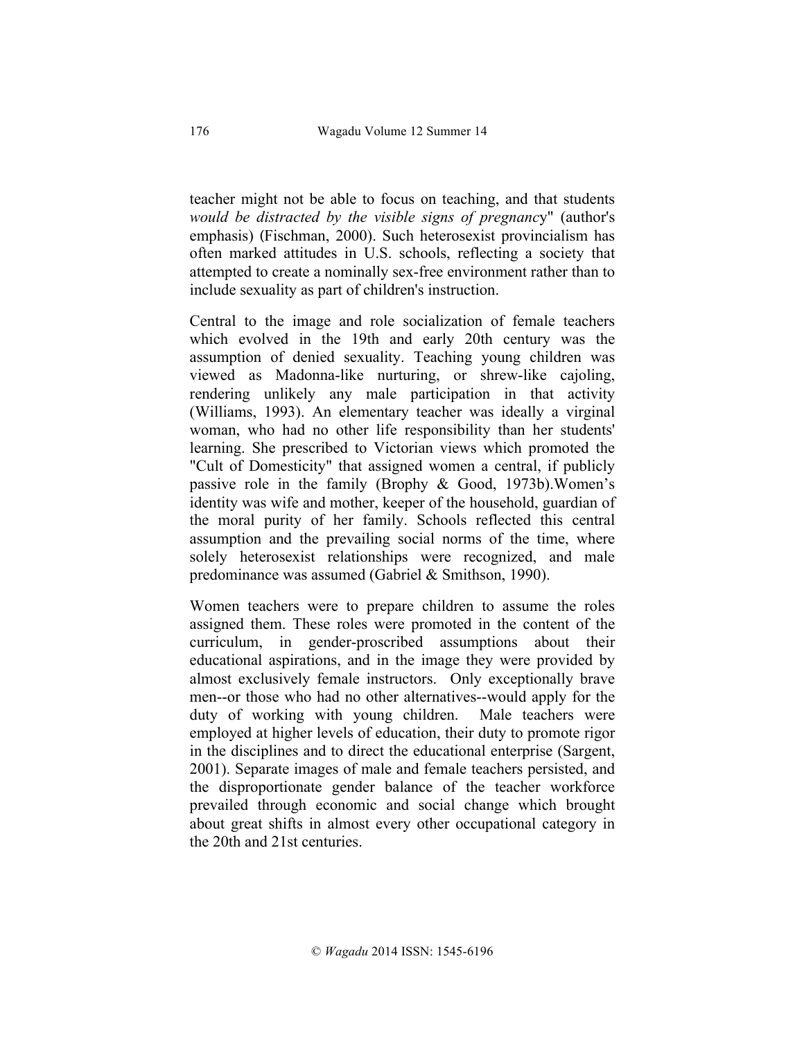teacher might not be able to focus on teaching, and that students *would be distracted by the visible signs of pregnanc*y" (author's emphasis) (Fischman, 2000). Such heterosexist provincialism has often marked attitudes in U.S. schools, reflecting a society that attempted to create a nominally sex-free environment rather than to include sexuality as part of children's instruction.

Central to the image and role socialization of female teachers which evolved in the 19th and early 20th century was the assumption of denied sexuality. Teaching young children was viewed as Madonna-like nurturing, or shrew-like cajoling, rendering unlikely any male participation in that activity (Williams, 1993). An elementary teacher was ideally a virginal woman, who had no other life responsibility than her students' learning. She prescribed to Victorian views which promoted the "Cult of Domesticity" that assigned women a central, if publicly passive role in the family (Brophy & Good, 1973b).Women's identity was wife and mother, keeper of the household, guardian of the moral purity of her family. Schools reflected this central assumption and the prevailing social norms of the time, where solely heterosexist relationships were recognized, and male predominance was assumed (Gabriel & Smithson, 1990).

Women teachers were to prepare children to assume the roles assigned them. These roles were promoted in the content of the curriculum, in gender-proscribed assumptions about their educational aspirations, and in the image they were provided by almost exclusively female instructors. Only exceptionally brave men--or those who had no other alternatives--would apply for the duty of working with young children. Male teachers were employed at higher levels of education, their duty to promote rigor in the disciplines and to direct the educational enterprise (Sargent, 2001). Separate images of male and female teachers persisted, and the disproportionate gender balance of the teacher workforce prevailed through economic and social change which brought about great shifts in almost every other occupational category in the 20th and 21st centuries.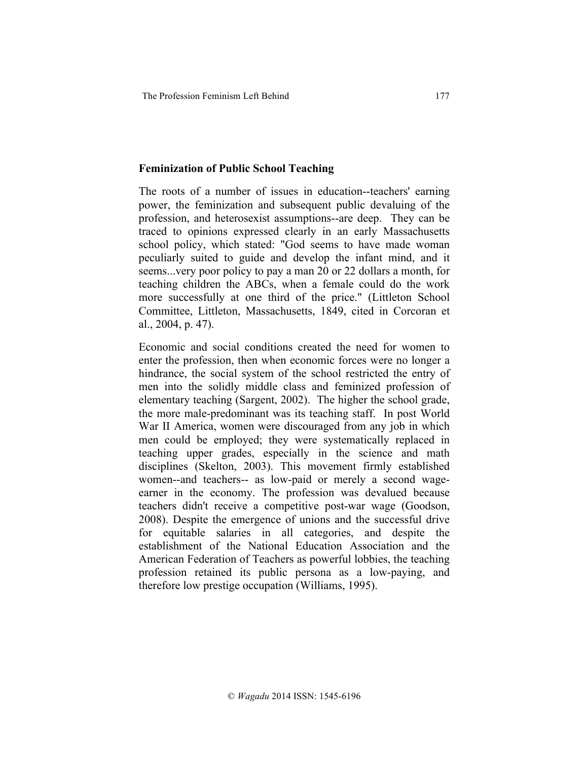## Feminization of Public School Teaching

The roots of a number of issues in education--teachers' earning power, the feminization and subsequent public devaluing of the profession, and heterosexist assumptions--are deep. They can be traced to opinions expressed clearly in an early Massachusetts school policy, which stated: "God seems to have made woman peculiarly suited to guide and develop the infant mind, and it seems...very poor policy to pay a man 20 or 22 dollars a month, for teaching children the ABCs, when a female could do the work more successfully at one third of the price." (Littleton School Committee, Littleton, Massachusetts, 1849, cited in Corcoran et al., 2004, p. 47).

Economic and social conditions created the need for women to enter the profession, then when economic forces were no longer a hindrance, the social system of the school restricted the entry of men into the solidly middle class and feminized profession of elementary teaching (Sargent, 2002). The higher the school grade, the more male-predominant was its teaching staff. In post World War II America, women were discouraged from any job in which men could be employed; they were systematically replaced in teaching upper grades, especially in the science and math disciplines (Skelton, 2003). This movement firmly established women--and teachers-- as low-paid or merely a second wage-earner in the economy. The profession was devalued because teachers didn't receive a competitive post-war wage (Goodson, 2008). Despite the emergence of unions and the successful drive for equitable salaries in all categories, and despite the establishment of the National Education Association and the American Federation of Teachers as powerful lobbies, the teaching profession retained its public persona as a low-paying, and therefore low prestige occupation (Williams, 1995).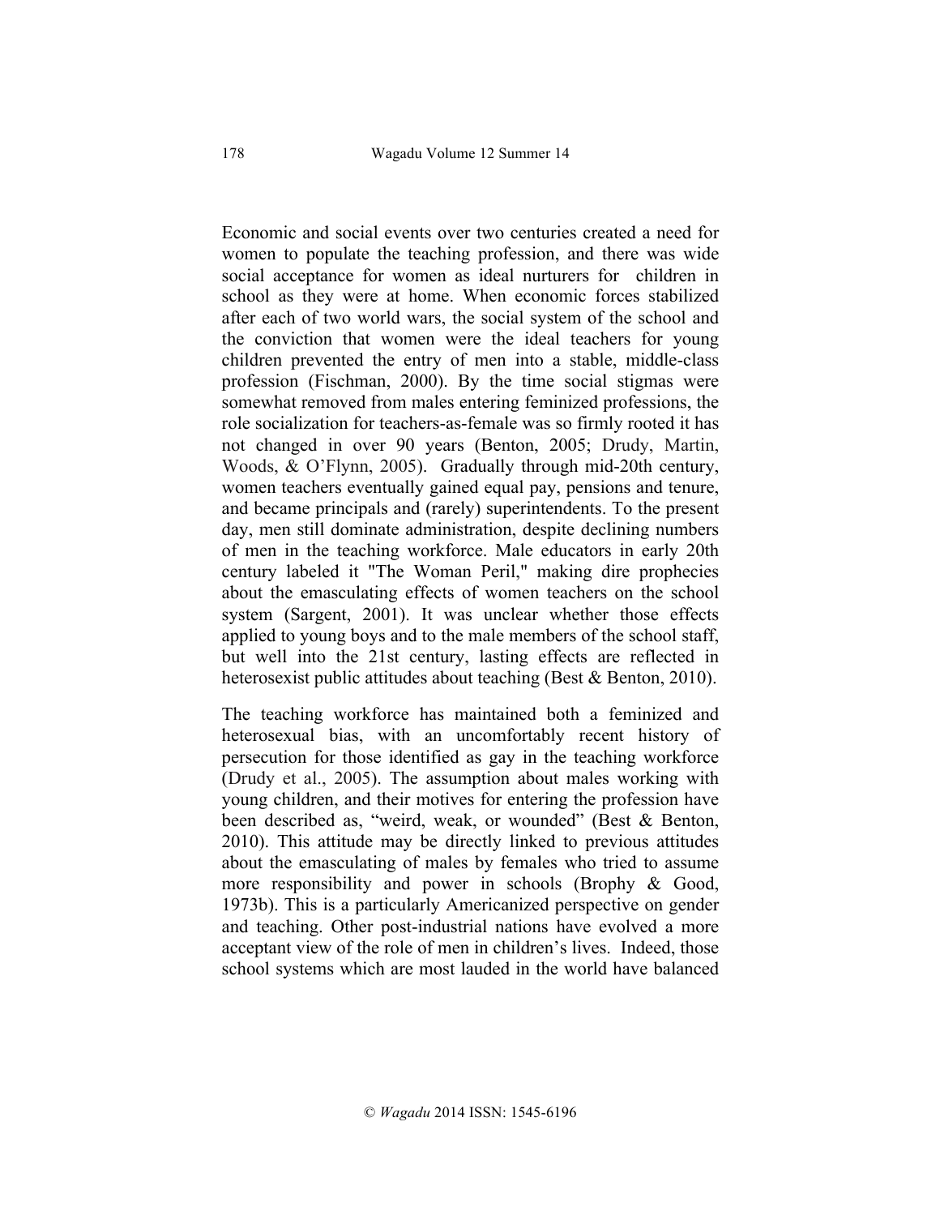Economic and social events over two centuries created a need for women to populate the teaching profession, and there was wide social acceptance for women as ideal nurturers for children in school as they were at home. When economic forces stabilized after each of two world wars, the social system of the school and the conviction that women were the ideal teachers for young children prevented the entry of men into a stable, middle-class profession (Fischman, 2000). By the time social stigmas were somewhat removed from males entering feminized professions, the role socialization for teachers-as-female was so firmly rooted it has not changed in over 90 years (Benton, 2005; Drudy, Martin, Woods, & O'Flynn, 2005). Gradually through mid-20th century, women teachers eventually gained equal pay, pensions and tenure, and became principals and (rarely) superintendents. To the present day, men still dominate administration, despite declining numbers of men in the teaching workforce. Male educators in early 20th century labeled it "The Woman Peril," making dire prophecies about the emasculating effects of women teachers on the school system (Sargent, 2001). It was unclear whether those effects applied to young boys and to the male members of the school staff, but well into the 21st century, lasting effects are reflected in heterosexist public attitudes about teaching (Best & Benton, 2010).

The teaching workforce has maintained both a feminized and heterosexual bias, with an uncomfortably recent history of persecution for those identified as gay in the teaching workforce (Drudy et al., 2005). The assumption about males working with young children, and their motives for entering the profession have been described as, "weird, weak, or wounded" (Best & Benton, 2010). This attitude may be directly linked to previous attitudes about the emasculating of males by females who tried to assume more responsibility and power in schools (Brophy & Good, 1973b). This is a particularly Americanized perspective on gender and teaching. Other post-industrial nations have evolved a more acceptant view of the role of men in children's lives. Indeed, those school systems which are most lauded in the world have balanced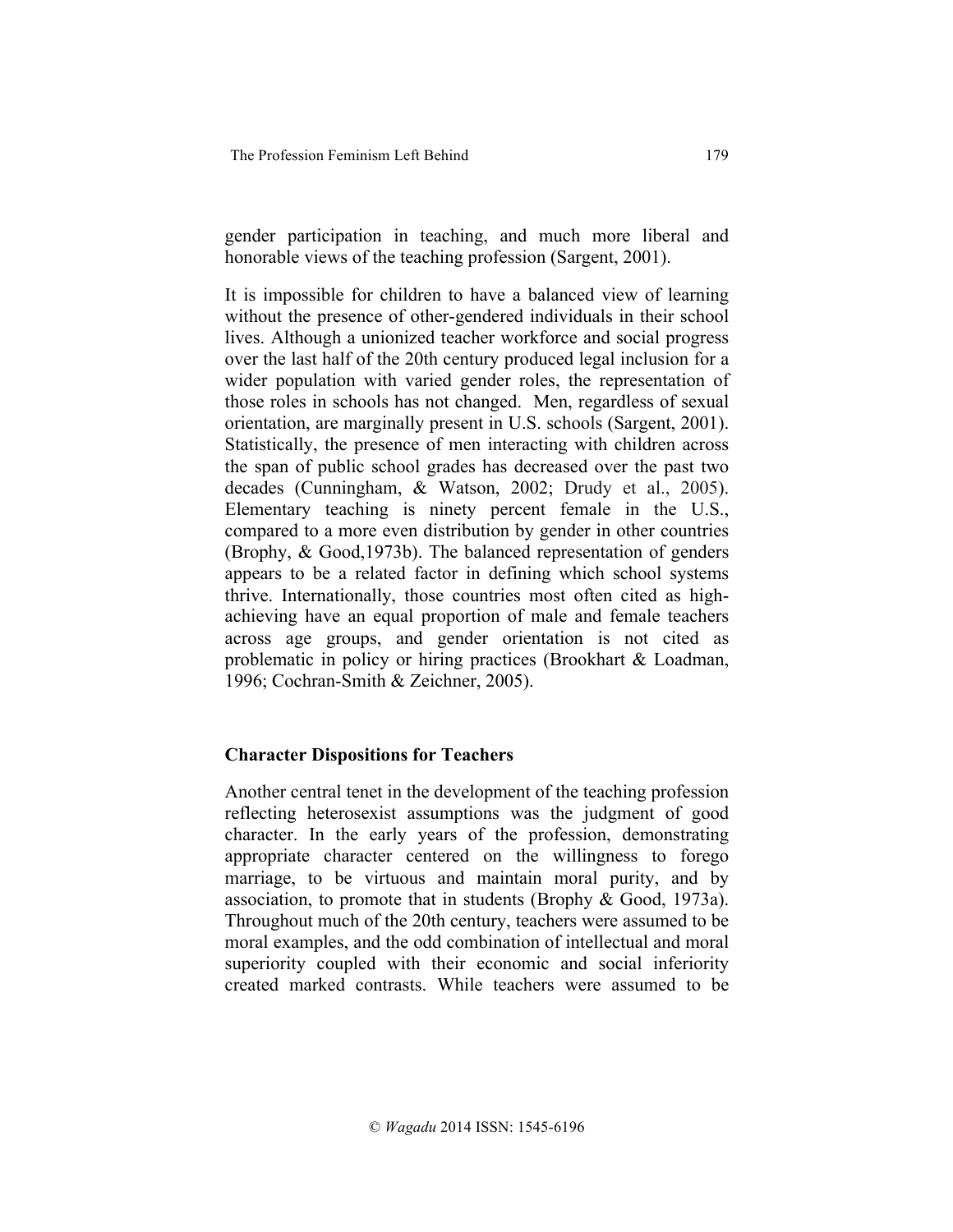gender participation in teaching, and much more liberal and honorable views of the teaching profession (Sargent, 2001).

It is impossible for children to have a balanced view of learning without the presence of other-gendered individuals in their school lives. Although a unionized teacher workforce and social progress over the last half of the 20th century produced legal inclusion for a wider population with varied gender roles, the representation of those roles in schools has not changed. Men, regardless of sexual orientation, are marginally present in U.S. schools (Sargent, 2001). Statistically, the presence of men interacting with children across the span of public school grades has decreased over the past two decades (Cunningham, & Watson, 2002; Drudy et al., 2005). Elementary teaching is ninety percent female in the U.S., compared to a more even distribution by gender in other countries (Brophy, & Good,1973b). The balanced representation of genders appears to be a related factor in defining which school systems thrive. Internationally, those countries most often cited as high-achieving have an equal proportion of male and female teachers across age groups, and gender orientation is not cited as problematic in policy or hiring practices (Brookhart & Loadman, 1996; Cochran-Smith & Zeichner, 2005).

## Character Dispositions for Teachers

Another central tenet in the development of the teaching profession reflecting heterosexist assumptions was the judgment of good character. In the early years of the profession, demonstrating appropriate character centered on the willingness to forego marriage, to be virtuous and maintain moral purity, and by association, to promote that in students (Brophy & Good, 1973a). Throughout much of the 20th century, teachers were assumed to be moral examples, and the odd combination of intellectual and moral superiority coupled with their economic and social inferiority created marked contrasts. While teachers were assumed to be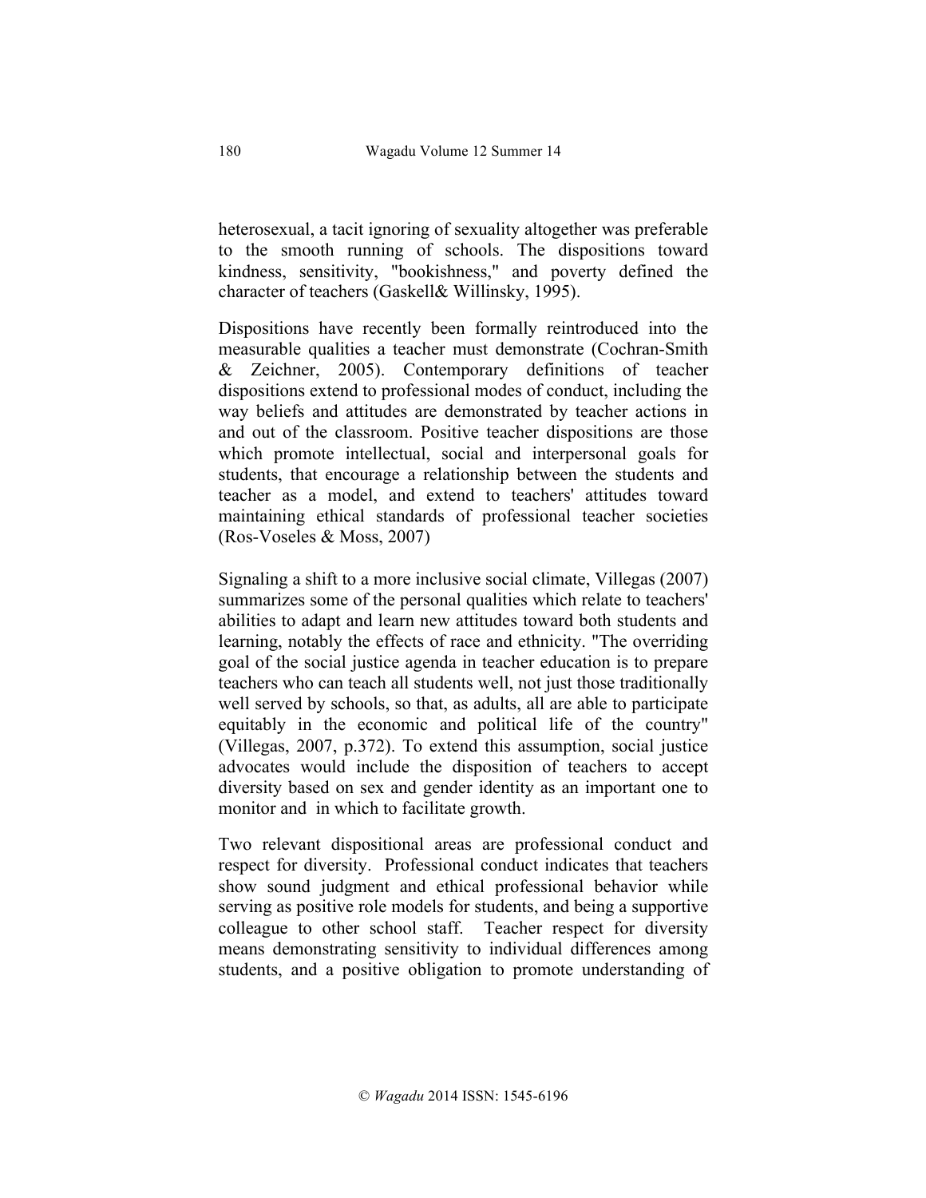heterosexual, a tacit ignoring of sexuality altogether was preferable to the smooth running of schools. The dispositions toward kindness, sensitivity, "bookishness," and poverty defined the character of teachers (Gaskell& Willinsky, 1995).

Dispositions have recently been formally reintroduced into the measurable qualities a teacher must demonstrate (Cochran-Smith & Zeichner, 2005). Contemporary definitions of teacher dispositions extend to professional modes of conduct, including the way beliefs and attitudes are demonstrated by teacher actions in and out of the classroom. Positive teacher dispositions are those which promote intellectual, social and interpersonal goals for students, that encourage a relationship between the students and teacher as a model, and extend to teachers' attitudes toward maintaining ethical standards of professional teacher societies (Ros-Voseles & Moss, 2007)

Signaling a shift to a more inclusive social climate, Villegas (2007) summarizes some of the personal qualities which relate to teachers' abilities to adapt and learn new attitudes toward both students and learning, notably the effects of race and ethnicity. "The overriding goal of the social justice agenda in teacher education is to prepare teachers who can teach all students well, not just those traditionally well served by schools, so that, as adults, all are able to participate equitably in the economic and political life of the country" (Villegas, 2007, p.372). To extend this assumption, social justice advocates would include the disposition of teachers to accept diversity based on sex and gender identity as an important one to monitor and in which to facilitate growth.

Two relevant dispositional areas are professional conduct and respect for diversity. Professional conduct indicates that teachers show sound judgment and ethical professional behavior while serving as positive role models for students, and being a supportive colleague to other school staff. Teacher respect for diversity means demonstrating sensitivity to individual differences among students, and a positive obligation to promote understanding of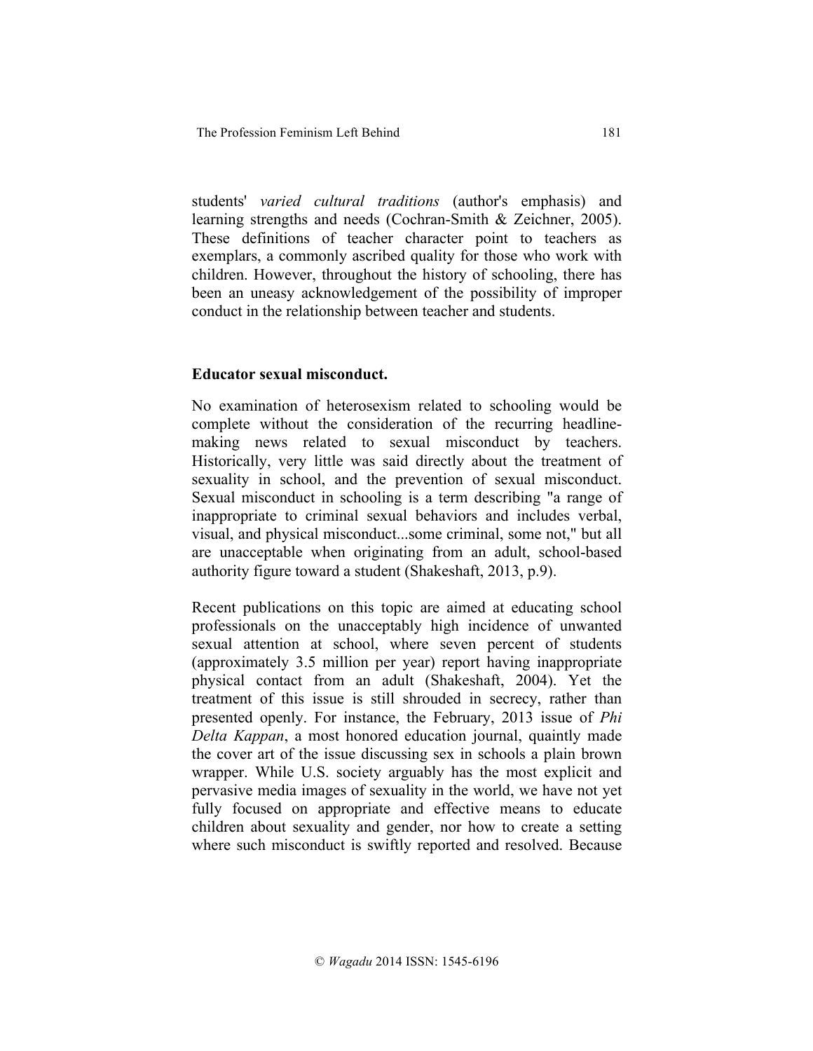students' *varied cultural traditions* (author's emphasis) and learning strengths and needs (Cochran-Smith & Zeichner, 2005). These definitions of teacher character point to teachers as exemplars, a commonly ascribed quality for those who work with children. However, throughout the history of schooling, there has been an uneasy acknowledgement of the possibility of improper conduct in the relationship between teacher and students.

**Educator sexual misconduct.**

No examination of heterosexism related to schooling would be complete without the consideration of the recurring headline-making news related to sexual misconduct by teachers. Historically, very little was said directly about the treatment of sexuality in school, and the prevention of sexual misconduct. Sexual misconduct in schooling is a term describing "a range of inappropriate to criminal sexual behaviors and includes verbal, visual, and physical misconduct...some criminal, some not," but all are unacceptable when originating from an adult, school-based authority figure toward a student (Shakeshaft, 2013, p.9).

Recent publications on this topic are aimed at educating school professionals on the unacceptably high incidence of unwanted sexual attention at school, where seven percent of students (approximately 3.5 million per year) report having inappropriate physical contact from an adult (Shakeshaft, 2004). Yet the treatment of this issue is still shrouded in secrecy, rather than presented openly. For instance, the February, 2013 issue of *Phi Delta Kappan*, a most honored education journal, quaintly made the cover art of the issue discussing sex in schools a plain brown wrapper. While U.S. society arguably has the most explicit and pervasive media images of sexuality in the world, we have not yet fully focused on appropriate and effective means to educate children about sexuality and gender, nor how to create a setting where such misconduct is swiftly reported and resolved. Because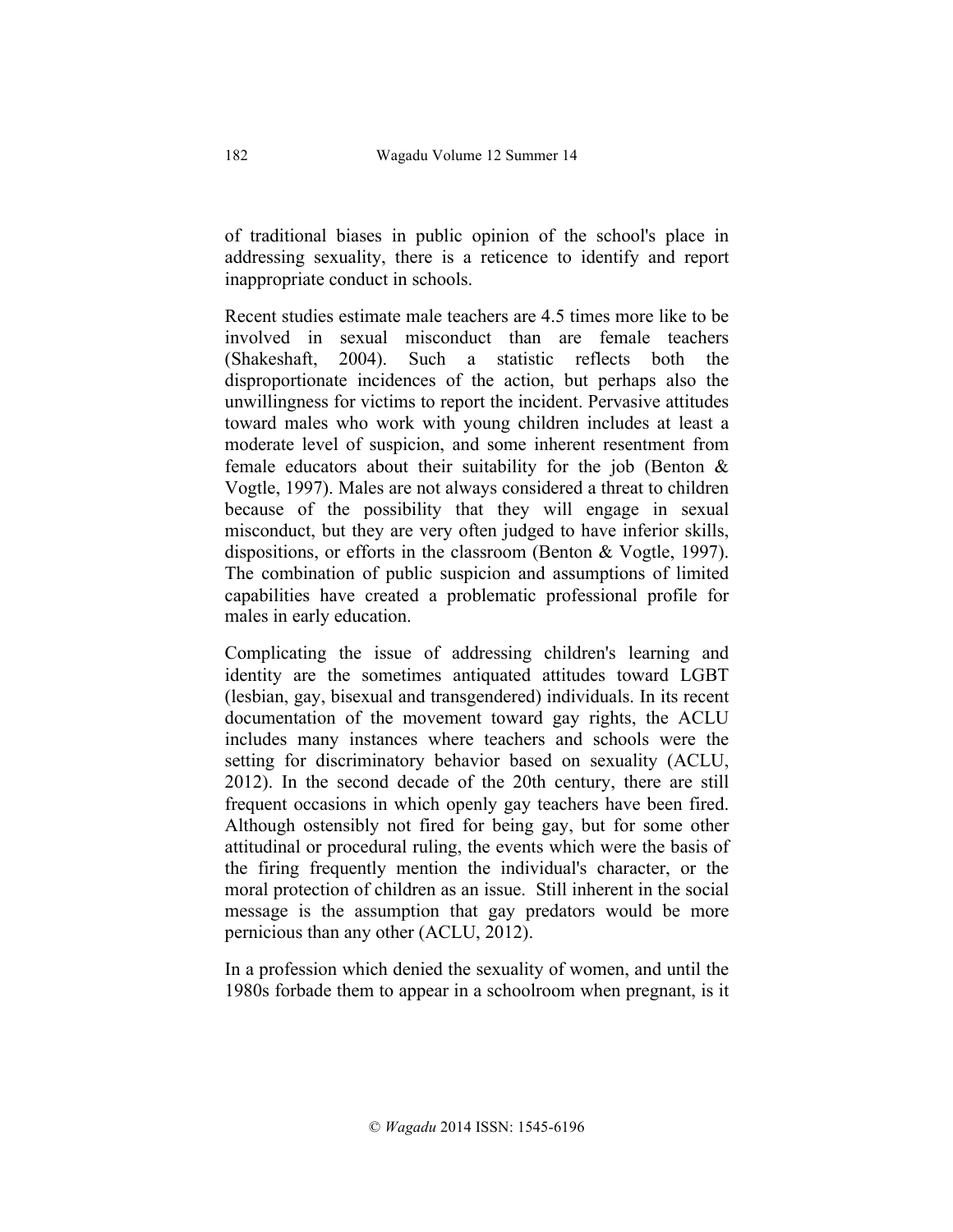of traditional biases in public opinion of the school's place in addressing sexuality, there is a reticence to identify and report inappropriate conduct in schools.

Recent studies estimate male teachers are 4.5 times more like to be involved in sexual misconduct than are female teachers (Shakeshaft, 2004). Such a statistic reflects both the disproportionate incidences of the action, but perhaps also the unwillingness for victims to report the incident. Pervasive attitudes toward males who work with young children includes at least a moderate level of suspicion, and some inherent resentment from female educators about their suitability for the job (Benton & Vogtle, 1997). Males are not always considered a threat to children because of the possibility that they will engage in sexual misconduct, but they are very often judged to have inferior skills, dispositions, or efforts in the classroom (Benton & Vogtle, 1997). The combination of public suspicion and assumptions of limited capabilities have created a problematic professional profile for males in early education.

Complicating the issue of addressing children's learning and identity are the sometimes antiquated attitudes toward LGBT (lesbian, gay, bisexual and transgendered) individuals. In its recent documentation of the movement toward gay rights, the ACLU includes many instances where teachers and schools were the setting for discriminatory behavior based on sexuality (ACLU, 2012). In the second decade of the 20th century, there are still frequent occasions in which openly gay teachers have been fired. Although ostensibly not fired for being gay, but for some other attitudinal or procedural ruling, the events which were the basis of the firing frequently mention the individual's character, or the moral protection of children as an issue. Still inherent in the social message is the assumption that gay predators would be more pernicious than any other (ACLU, 2012).

In a profession which denied the sexuality of women, and until the 1980s forbade them to appear in a schoolroom when pregnant, is it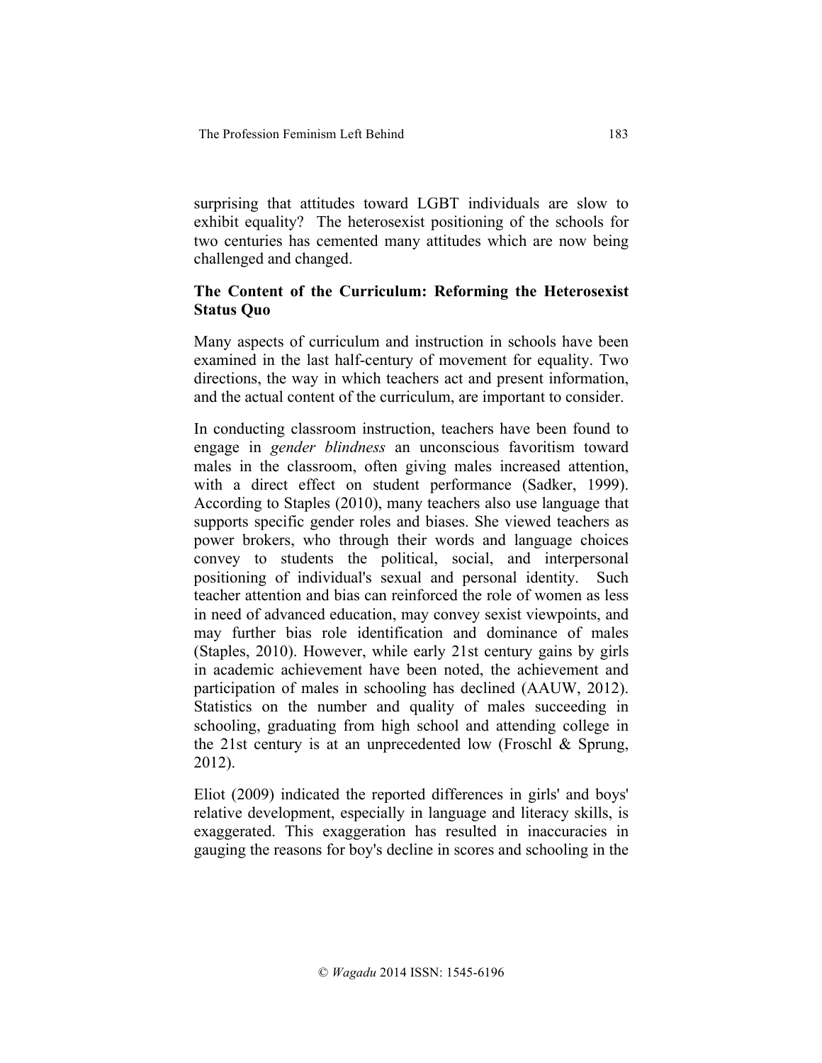surprising that attitudes toward LGBT individuals are slow to exhibit equality? The heterosexist positioning of the schools for two centuries has cemented many attitudes which are now being challenged and changed.

## The Content of the Curriculum: Reforming the Heterosexist Status Quo

Many aspects of curriculum and instruction in schools have been examined in the last half-century of movement for equality. Two directions, the way in which teachers act and present information, and the actual content of the curriculum, are important to consider.

In conducting classroom instruction, teachers have been found to engage in *gender blindness* an unconscious favoritism toward males in the classroom, often giving males increased attention, with a direct effect on student performance (Sadker, 1999). According to Staples (2010), many teachers also use language that supports specific gender roles and biases. She viewed teachers as power brokers, who through their words and language choices convey to students the political, social, and interpersonal positioning of individual's sexual and personal identity. Such teacher attention and bias can reinforced the role of women as less in need of advanced education, may convey sexist viewpoints, and may further bias role identification and dominance of males (Staples, 2010). However, while early 21st century gains by girls in academic achievement have been noted, the achievement and participation of males in schooling has declined (AAUW, 2012). Statistics on the number and quality of males succeeding in schooling, graduating from high school and attending college in the 21st century is at an unprecedented low (Froschl & Sprung, 2012).

Eliot (2009) indicated the reported differences in girls' and boys' relative development, especially in language and literacy skills, is exaggerated. This exaggeration has resulted in inaccuracies in gauging the reasons for boy's decline in scores and schooling in the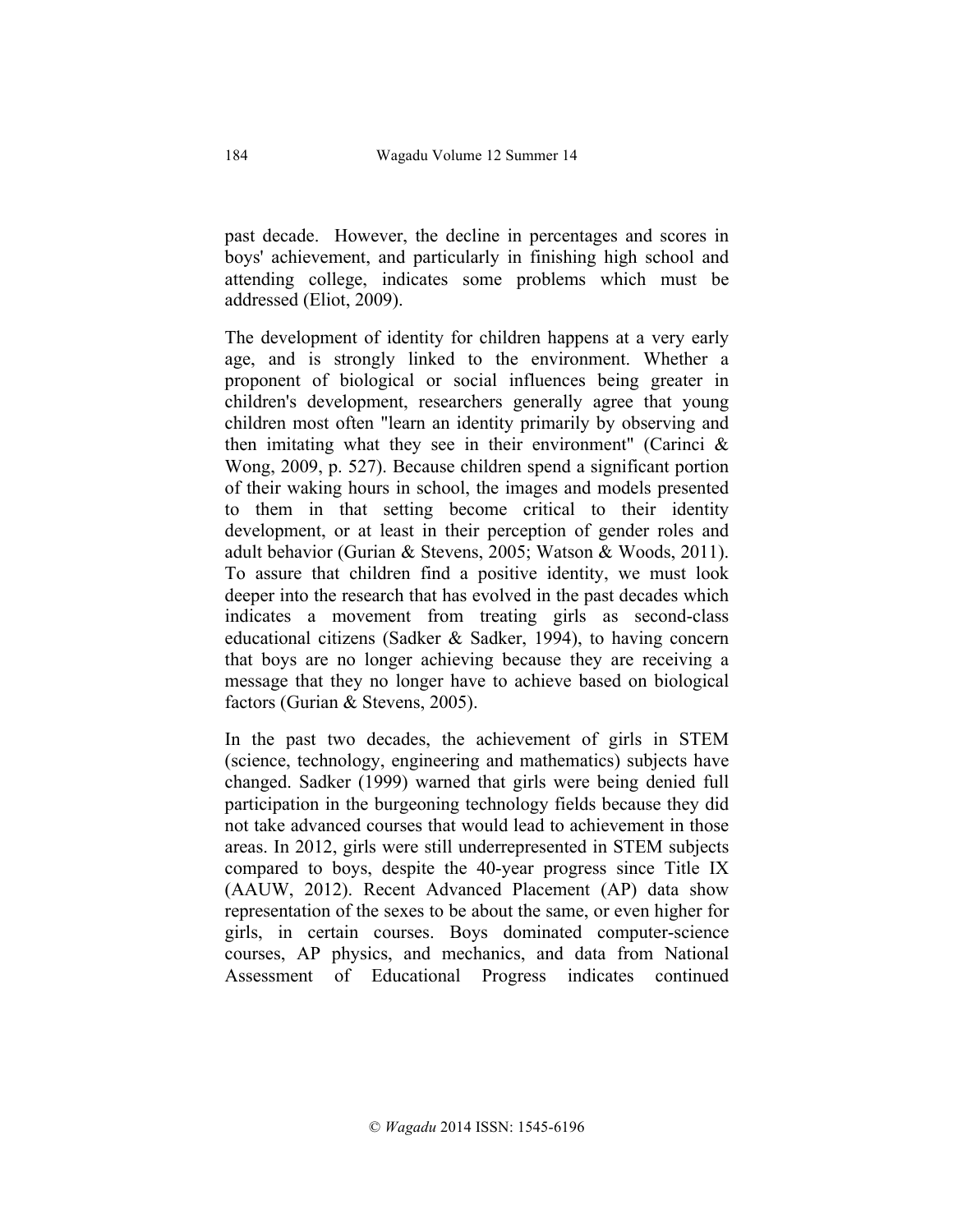past decade. However, the decline in percentages and scores in boys' achievement, and particularly in finishing high school and attending college, indicates some problems which must be addressed (Eliot, 2009).

The development of identity for children happens at a very early age, and is strongly linked to the environment. Whether a proponent of biological or social influences being greater in children's development, researchers generally agree that young children most often "learn an identity primarily by observing and then imitating what they see in their environment" (Carinci & Wong, 2009, p. 527). Because children spend a significant portion of their waking hours in school, the images and models presented to them in that setting become critical to their identity development, or at least in their perception of gender roles and adult behavior (Gurian & Stevens, 2005; Watson & Woods, 2011). To assure that children find a positive identity, we must look deeper into the research that has evolved in the past decades which indicates a movement from treating girls as second-class educational citizens (Sadker & Sadker, 1994), to having concern that boys are no longer achieving because they are receiving a message that they no longer have to achieve based on biological factors (Gurian & Stevens, 2005).

In the past two decades, the achievement of girls in STEM (science, technology, engineering and mathematics) subjects have changed. Sadker (1999) warned that girls were being denied full participation in the burgeoning technology fields because they did not take advanced courses that would lead to achievement in those areas. In 2012, girls were still underrepresented in STEM subjects compared to boys, despite the 40-year progress since Title IX (AAUW, 2012). Recent Advanced Placement (AP) data show representation of the sexes to be about the same, or even higher for girls, in certain courses. Boys dominated computer-science courses, AP physics, and mechanics, and data from National Assessment of Educational Progress indicates continued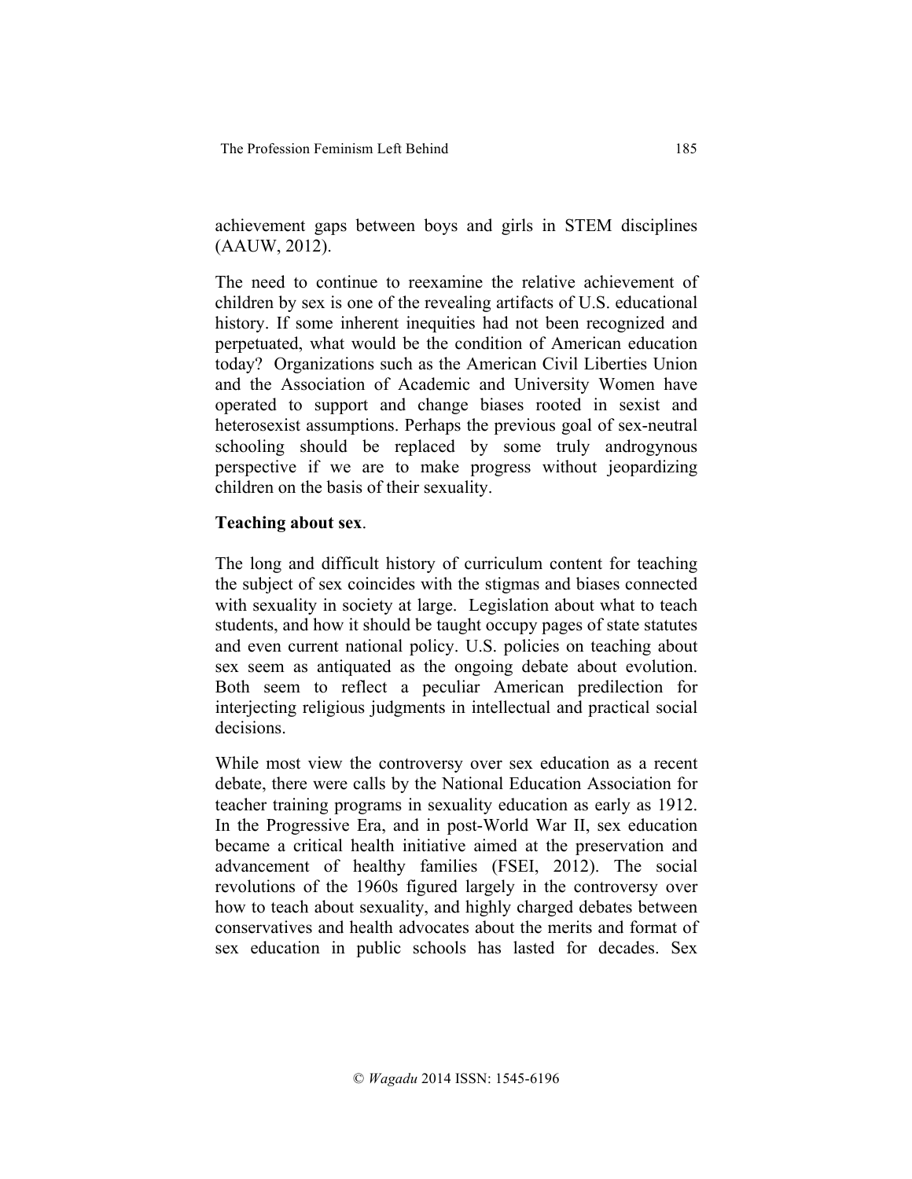achievement gaps between boys and girls in STEM disciplines (AAUW, 2012).

The need to continue to reexamine the relative achievement of children by sex is one of the revealing artifacts of U.S. educational history. If some inherent inequities had not been recognized and perpetuated, what would be the condition of American education today? Organizations such as the American Civil Liberties Union and the Association of Academic and University Women have operated to support and change biases rooted in sexist and heterosexist assumptions. Perhaps the previous goal of sex-neutral schooling should be replaced by some truly androgynous perspective if we are to make progress without jeopardizing children on the basis of their sexuality.

**Teaching about sex**.

The long and difficult history of curriculum content for teaching the subject of sex coincides with the stigmas and biases connected with sexuality in society at large. Legislation about what to teach students, and how it should be taught occupy pages of state statutes and even current national policy. U.S. policies on teaching about sex seem as antiquated as the ongoing debate about evolution. Both seem to reflect a peculiar American predilection for interjecting religious judgments in intellectual and practical social decisions.

While most view the controversy over sex education as a recent debate, there were calls by the National Education Association for teacher training programs in sexuality education as early as 1912. In the Progressive Era, and in post-World War II, sex education became a critical health initiative aimed at the preservation and advancement of healthy families (FSEI, 2012). The social revolutions of the 1960s figured largely in the controversy over how to teach about sexuality, and highly charged debates between conservatives and health advocates about the merits and format of sex education in public schools has lasted for decades. Sex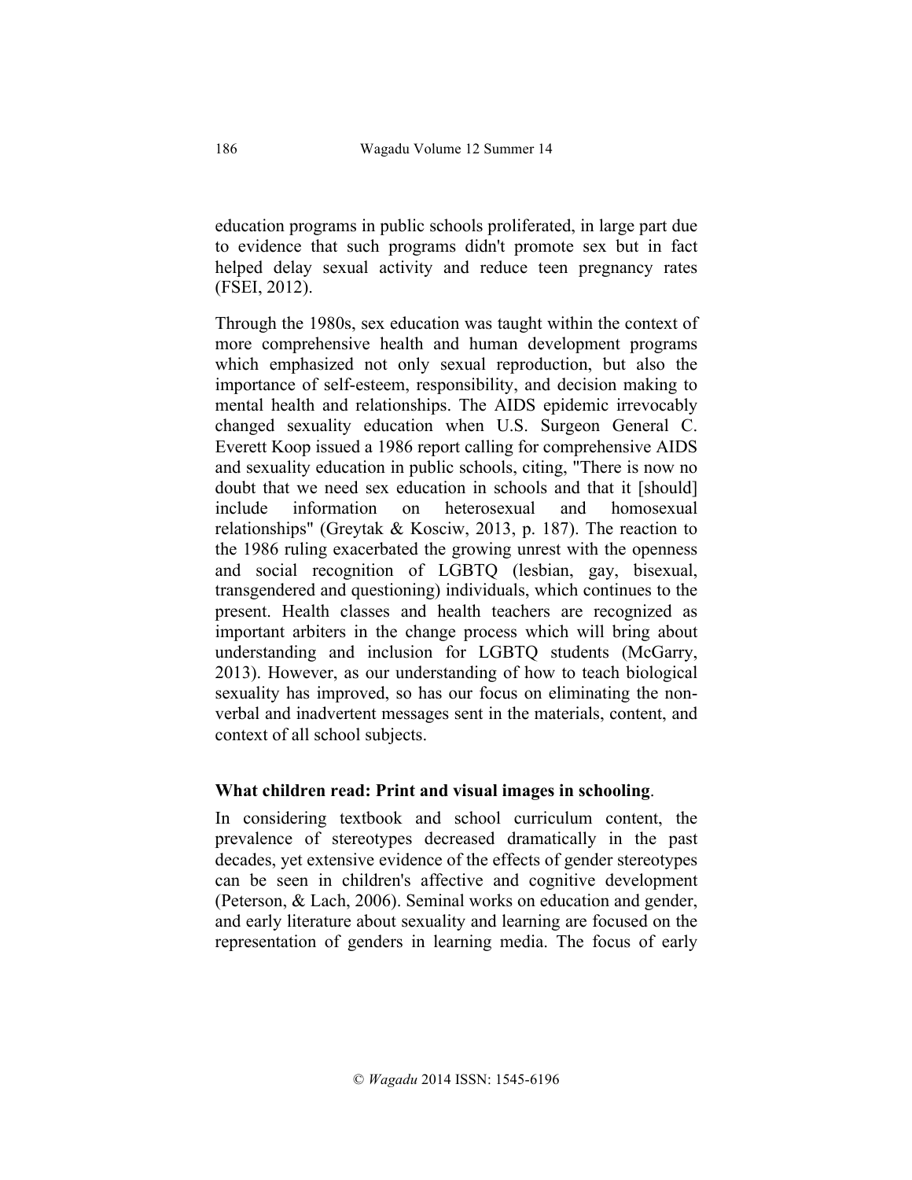education programs in public schools proliferated, in large part due to evidence that such programs didn't promote sex but in fact helped delay sexual activity and reduce teen pregnancy rates (FSEI, 2012).

Through the 1980s, sex education was taught within the context of more comprehensive health and human development programs which emphasized not only sexual reproduction, but also the importance of self-esteem, responsibility, and decision making to mental health and relationships. The AIDS epidemic irrevocably changed sexuality education when U.S. Surgeon General C. Everett Koop issued a 1986 report calling for comprehensive AIDS and sexuality education in public schools, citing, "There is now no doubt that we need sex education in schools and that it [should] include information on heterosexual and homosexual relationships" (Greytak & Kosciw, 2013, p. 187). The reaction to the 1986 ruling exacerbated the growing unrest with the openness and social recognition of LGBTQ (lesbian, gay, bisexual, transgendered and questioning) individuals, which continues to the present. Health classes and health teachers are recognized as important arbiters in the change process which will bring about understanding and inclusion for LGBTQ students (McGarry, 2013). However, as our understanding of how to teach biological sexuality has improved, so has our focus on eliminating the non-verbal and inadvertent messages sent in the materials, content, and context of all school subjects.

### What children read: Print and visual images in schooling.

In considering textbook and school curriculum content, the prevalence of stereotypes decreased dramatically in the past decades, yet extensive evidence of the effects of gender stereotypes can be seen in children's affective and cognitive development (Peterson, & Lach, 2006). Seminal works on education and gender, and early literature about sexuality and learning are focused on the representation of genders in learning media. The focus of early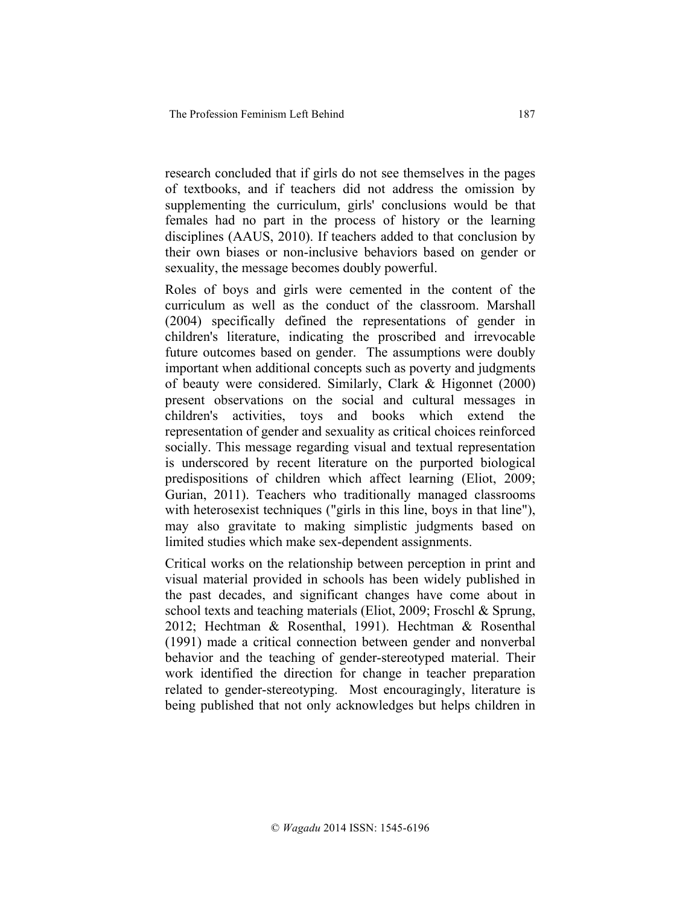research concluded that if girls do not see themselves in the pages of textbooks, and if teachers did not address the omission by supplementing the curriculum, girls' conclusions would be that females had no part in the process of history or the learning disciplines (AAUS, 2010). If teachers added to that conclusion by their own biases or non-inclusive behaviors based on gender or sexuality, the message becomes doubly powerful.

Roles of boys and girls were cemented in the content of the curriculum as well as the conduct of the classroom. Marshall (2004) specifically defined the representations of gender in children's literature, indicating the proscribed and irrevocable future outcomes based on gender. The assumptions were doubly important when additional concepts such as poverty and judgments of beauty were considered. Similarly, Clark & Higonnet (2000) present observations on the social and cultural messages in children's activities, toys and books which extend the representation of gender and sexuality as critical choices reinforced socially. This message regarding visual and textual representation is underscored by recent literature on the purported biological predispositions of children which affect learning (Eliot, 2009; Gurian, 2011). Teachers who traditionally managed classrooms with heterosexist techniques ("girls in this line, boys in that line"), may also gravitate to making simplistic judgments based on limited studies which make sex-dependent assignments.

Critical works on the relationship between perception in print and visual material provided in schools has been widely published in the past decades, and significant changes have come about in school texts and teaching materials (Eliot, 2009; Froschl & Sprung, 2012; Hechtman & Rosenthal, 1991). Hechtman & Rosenthal (1991) made a critical connection between gender and nonverbal behavior and the teaching of gender-stereotyped material. Their work identified the direction for change in teacher preparation related to gender-stereotyping. Most encouragingly, literature is being published that not only acknowledges but helps children in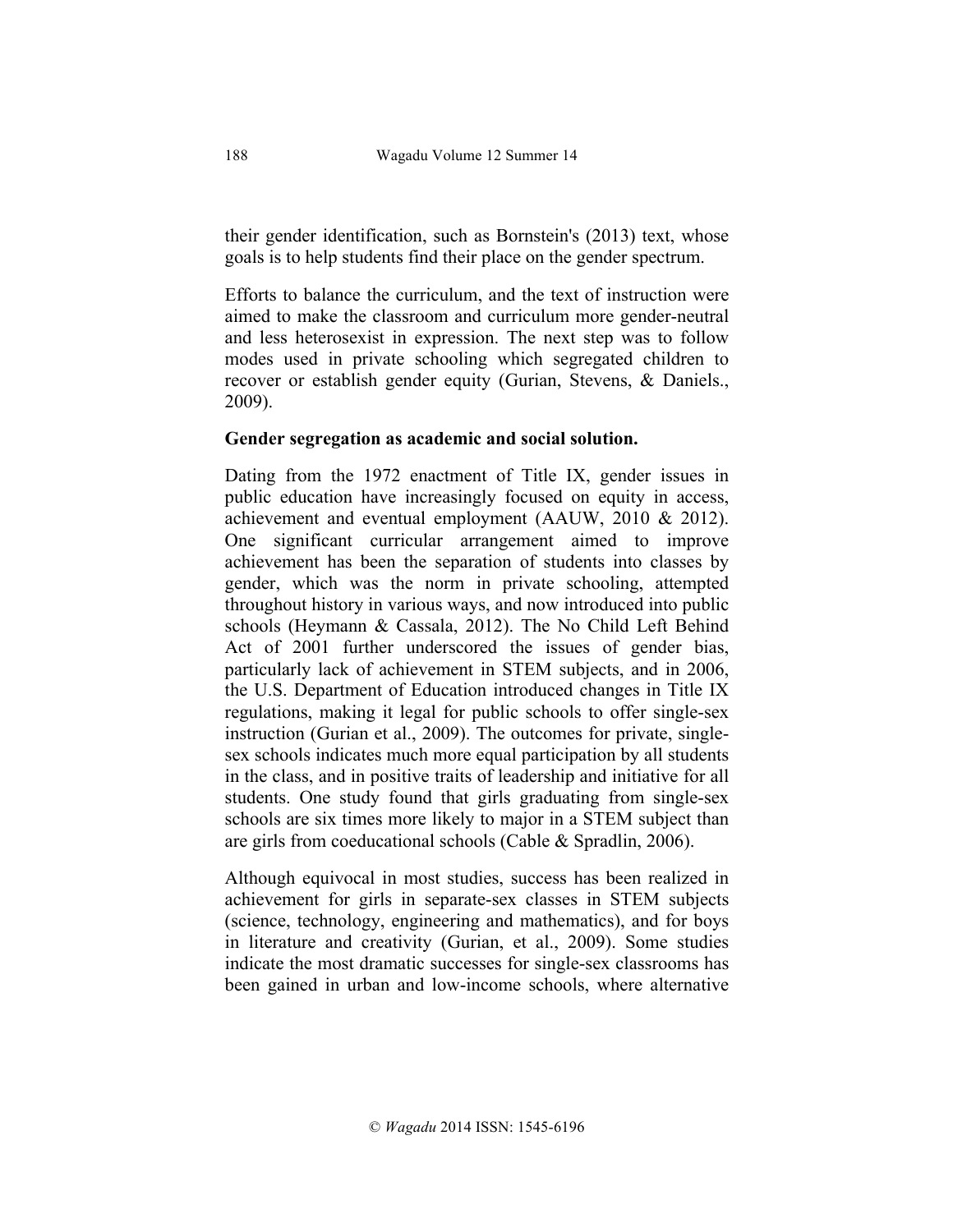their gender identification, such as Bornstein's (2013) text, whose goals is to help students find their place on the gender spectrum.

Efforts to balance the curriculum, and the text of instruction were aimed to make the classroom and curriculum more gender-neutral and less heterosexist in expression. The next step was to follow modes used in private schooling which segregated children to recover or establish gender equity (Gurian, Stevens, & Daniels., 2009).

**Gender segregation as academic and social solution.**

Dating from the 1972 enactment of Title IX, gender issues in public education have increasingly focused on equity in access, achievement and eventual employment (AAUW, 2010 & 2012). One significant curricular arrangement aimed to improve achievement has been the separation of students into classes by gender, which was the norm in private schooling, attempted throughout history in various ways, and now introduced into public schools (Heymann & Cassala, 2012). The No Child Left Behind Act of 2001 further underscored the issues of gender bias, particularly lack of achievement in STEM subjects, and in 2006, the U.S. Department of Education introduced changes in Title IX regulations, making it legal for public schools to offer single-sex instruction (Gurian et al., 2009). The outcomes for private, single-sex schools indicates much more equal participation by all students in the class, and in positive traits of leadership and initiative for all students. One study found that girls graduating from single-sex schools are six times more likely to major in a STEM subject than are girls from coeducational schools (Cable & Spradlin, 2006).

Although equivocal in most studies, success has been realized in achievement for girls in separate-sex classes in STEM subjects (science, technology, engineering and mathematics), and for boys in literature and creativity (Gurian, et al., 2009). Some studies indicate the most dramatic successes for single-sex classrooms has been gained in urban and low-income schools, where alternative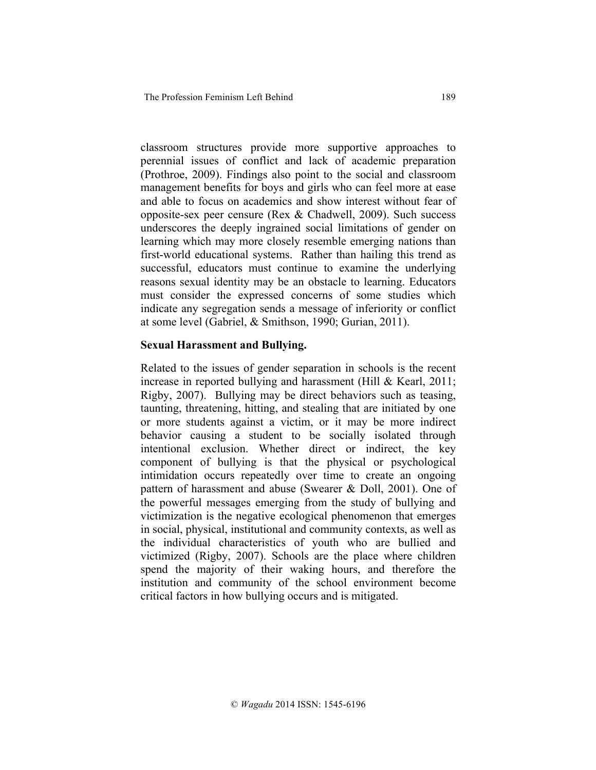classroom structures provide more supportive approaches to perennial issues of conflict and lack of academic preparation (Prothroe, 2009). Findings also point to the social and classroom management benefits for boys and girls who can feel more at ease and able to focus on academics and show interest without fear of opposite-sex peer censure (Rex & Chadwell, 2009). Such success underscores the deeply ingrained social limitations of gender on learning which may more closely resemble emerging nations than first-world educational systems. Rather than hailing this trend as successful, educators must continue to examine the underlying reasons sexual identity may be an obstacle to learning. Educators must consider the expressed concerns of some studies which indicate any segregation sends a message of inferiority or conflict at some level (Gabriel, & Smithson, 1990; Gurian, 2011).

**Sexual Harassment and Bullying.**

Related to the issues of gender separation in schools is the recent increase in reported bullying and harassment (Hill & Kearl, 2011; Rigby, 2007). Bullying may be direct behaviors such as teasing, taunting, threatening, hitting, and stealing that are initiated by one or more students against a victim, or it may be more indirect behavior causing a student to be socially isolated through intentional exclusion. Whether direct or indirect, the key component of bullying is that the physical or psychological intimidation occurs repeatedly over time to create an ongoing pattern of harassment and abuse (Swearer & Doll, 2001). One of the powerful messages emerging from the study of bullying and victimization is the negative ecological phenomenon that emerges in social, physical, institutional and community contexts, as well as the individual characteristics of youth who are bullied and victimized (Rigby, 2007). Schools are the place where children spend the majority of their waking hours, and therefore the institution and community of the school environment become critical factors in how bullying occurs and is mitigated.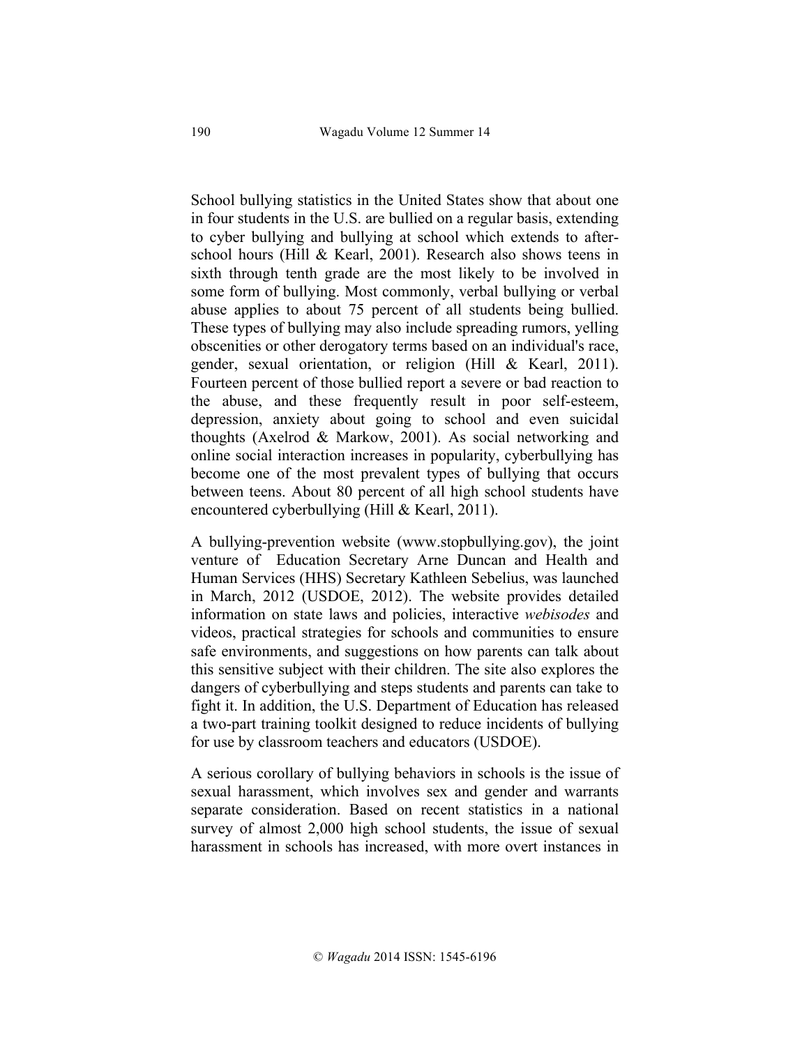School bullying statistics in the United States show that about one in four students in the U.S. are bullied on a regular basis, extending to cyber bullying and bullying at school which extends to after-school hours (Hill & Kearl, 2001). Research also shows teens in sixth through tenth grade are the most likely to be involved in some form of bullying. Most commonly, verbal bullying or verbal abuse applies to about 75 percent of all students being bullied. These types of bullying may also include spreading rumors, yelling obscenities or other derogatory terms based on an individual's race, gender, sexual orientation, or religion (Hill & Kearl, 2011). Fourteen percent of those bullied report a severe or bad reaction to the abuse, and these frequently result in poor self-esteem, depression, anxiety about going to school and even suicidal thoughts (Axelrod & Markow, 2001). As social networking and online social interaction increases in popularity, cyberbullying has become one of the most prevalent types of bullying that occurs between teens. About 80 percent of all high school students have encountered cyberbullying (Hill & Kearl, 2011).

A bullying-prevention website (www.stopbullying.gov), the joint venture of Education Secretary Arne Duncan and Health and Human Services (HHS) Secretary Kathleen Sebelius, was launched in March, 2012 (USDOE, 2012). The website provides detailed information on state laws and policies, interactive *webisodes* and videos, practical strategies for schools and communities to ensure safe environments, and suggestions on how parents can talk about this sensitive subject with their children. The site also explores the dangers of cyberbullying and steps students and parents can take to fight it. In addition, the U.S. Department of Education has released a two-part training toolkit designed to reduce incidents of bullying for use by classroom teachers and educators (USDOE).

A serious corollary of bullying behaviors in schools is the issue of sexual harassment, which involves sex and gender and warrants separate consideration. Based on recent statistics in a national survey of almost 2,000 high school students, the issue of sexual harassment in schools has increased, with more overt instances in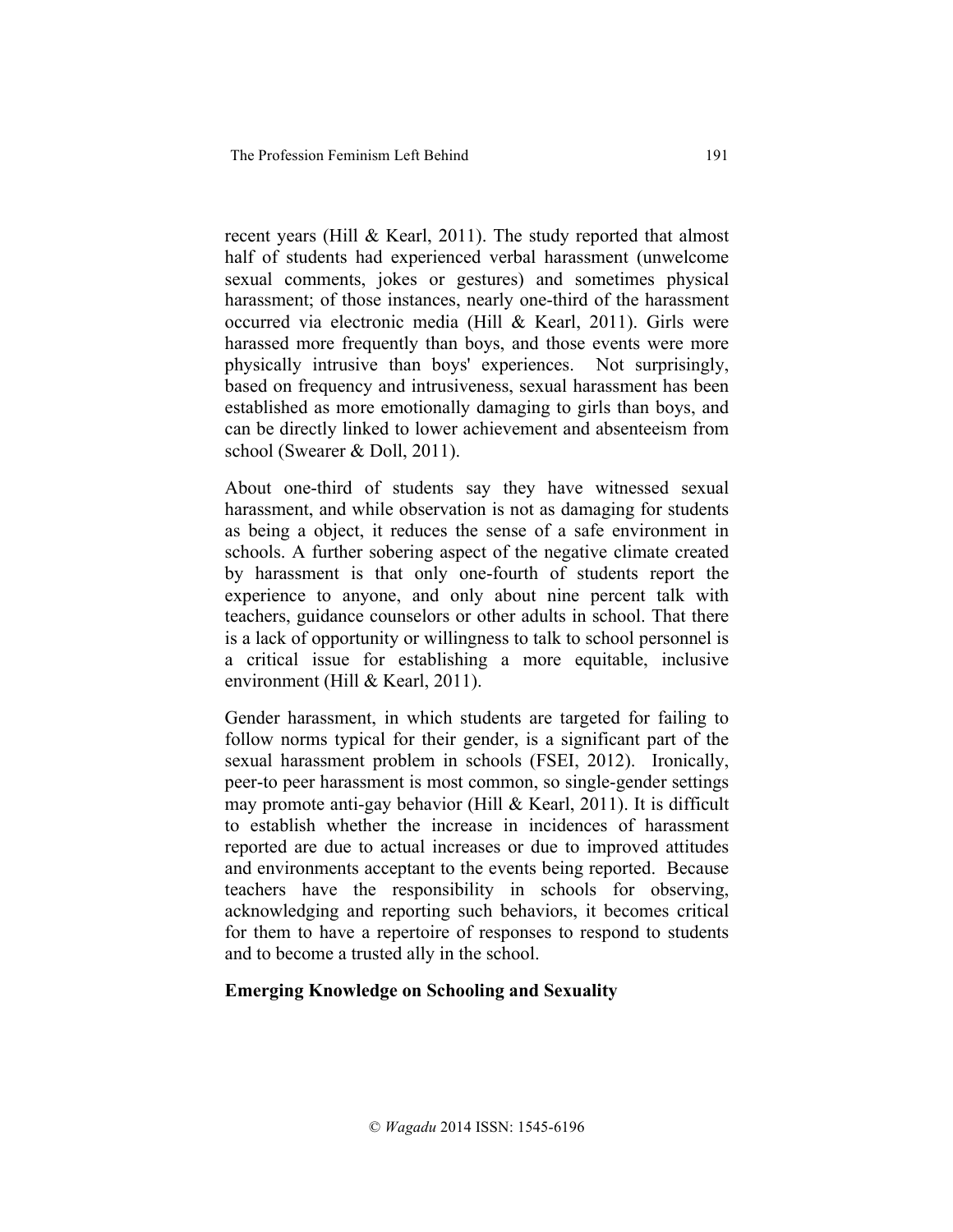recent years (Hill & Kearl, 2011). The study reported that almost half of students had experienced verbal harassment (unwelcome sexual comments, jokes or gestures) and sometimes physical harassment; of those instances, nearly one-third of the harassment occurred via electronic media (Hill & Kearl, 2011). Girls were harassed more frequently than boys, and those events were more physically intrusive than boys' experiences. Not surprisingly, based on frequency and intrusiveness, sexual harassment has been established as more emotionally damaging to girls than boys, and can be directly linked to lower achievement and absenteeism from school (Swearer & Doll, 2011).

About one-third of students say they have witnessed sexual harassment, and while observation is not as damaging for students as being a object, it reduces the sense of a safe environment in schools. A further sobering aspect of the negative climate created by harassment is that only one-fourth of students report the experience to anyone, and only about nine percent talk with teachers, guidance counselors or other adults in school. That there is a lack of opportunity or willingness to talk to school personnel is a critical issue for establishing a more equitable, inclusive environment (Hill & Kearl, 2011).

Gender harassment, in which students are targeted for failing to follow norms typical for their gender, is a significant part of the sexual harassment problem in schools (FSEI, 2012). Ironically, peer-to peer harassment is most common, so single-gender settings may promote anti-gay behavior (Hill & Kearl, 2011). It is difficult to establish whether the increase in incidences of harassment reported are due to actual increases or due to improved attitudes and environments acceptant to the events being reported. Because teachers have the responsibility in schools for observing, acknowledging and reporting such behaviors, it becomes critical for them to have a repertoire of responses to respond to students and to become a trusted ally in the school.

## Emerging Knowledge on Schooling and Sexuality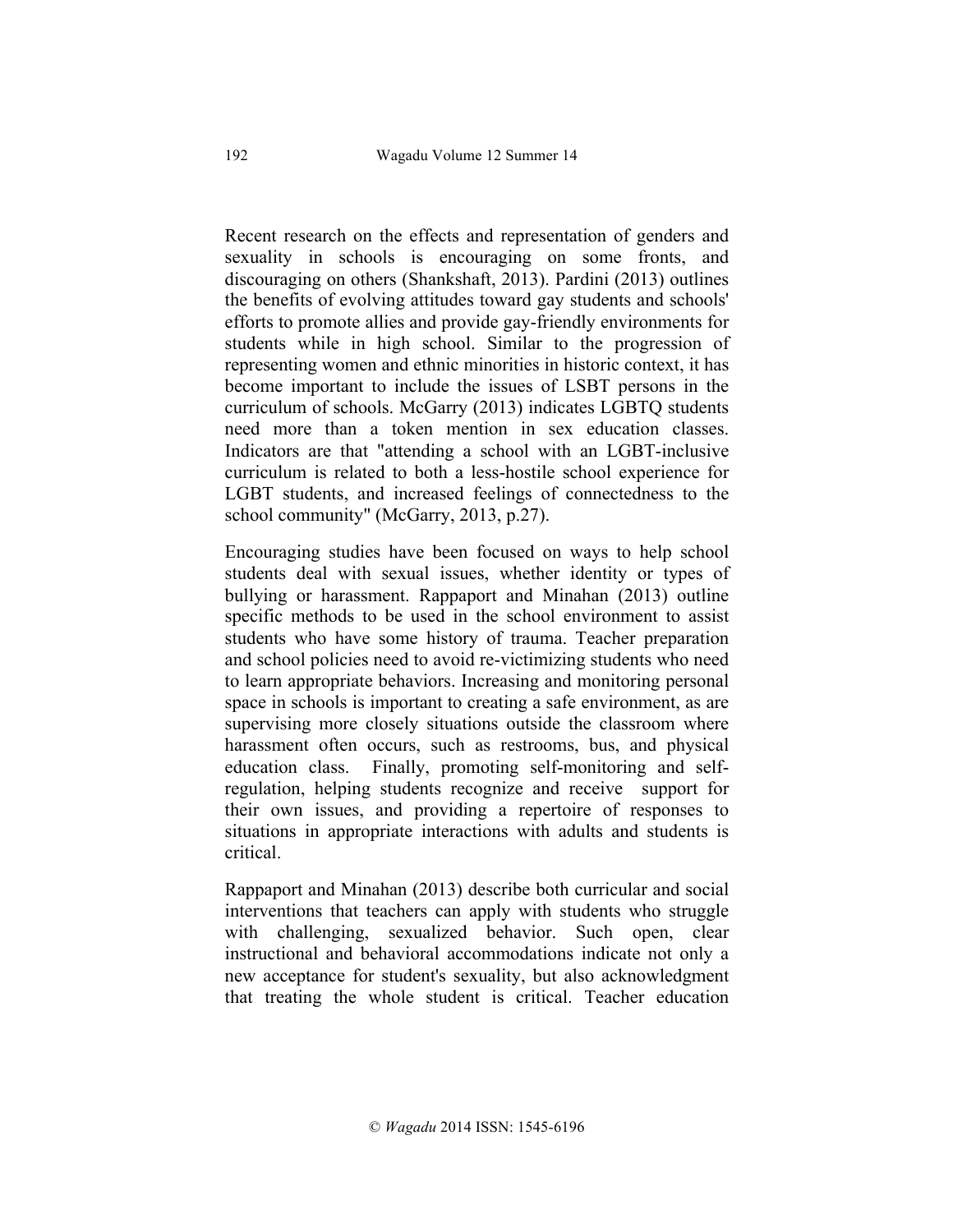Recent research on the effects and representation of genders and sexuality in schools is encouraging on some fronts, and discouraging on others (Shankshaft, 2013). Pardini (2013) outlines the benefits of evolving attitudes toward gay students and schools' efforts to promote allies and provide gay-friendly environments for students while in high school. Similar to the progression of representing women and ethnic minorities in historic context, it has become important to include the issues of LSBT persons in the curriculum of schools. McGarry (2013) indicates LGBTQ students need more than a token mention in sex education classes. Indicators are that "attending a school with an LGBT-inclusive curriculum is related to both a less-hostile school experience for LGBT students, and increased feelings of connectedness to the school community" (McGarry, 2013, p.27).

Encouraging studies have been focused on ways to help school students deal with sexual issues, whether identity or types of bullying or harassment. Rappaport and Minahan (2013) outline specific methods to be used in the school environment to assist students who have some history of trauma. Teacher preparation and school policies need to avoid re-victimizing students who need to learn appropriate behaviors. Increasing and monitoring personal space in schools is important to creating a safe environment, as are supervising more closely situations outside the classroom where harassment often occurs, such as restrooms, bus, and physical education class. Finally, promoting self-monitoring and self-regulation, helping students recognize and receive support for their own issues, and providing a repertoire of responses to situations in appropriate interactions with adults and students is critical.

Rappaport and Minahan (2013) describe both curricular and social interventions that teachers can apply with students who struggle with challenging, sexualized behavior. Such open, clear instructional and behavioral accommodations indicate not only a new acceptance for student's sexuality, but also acknowledgment that treating the whole student is critical. Teacher education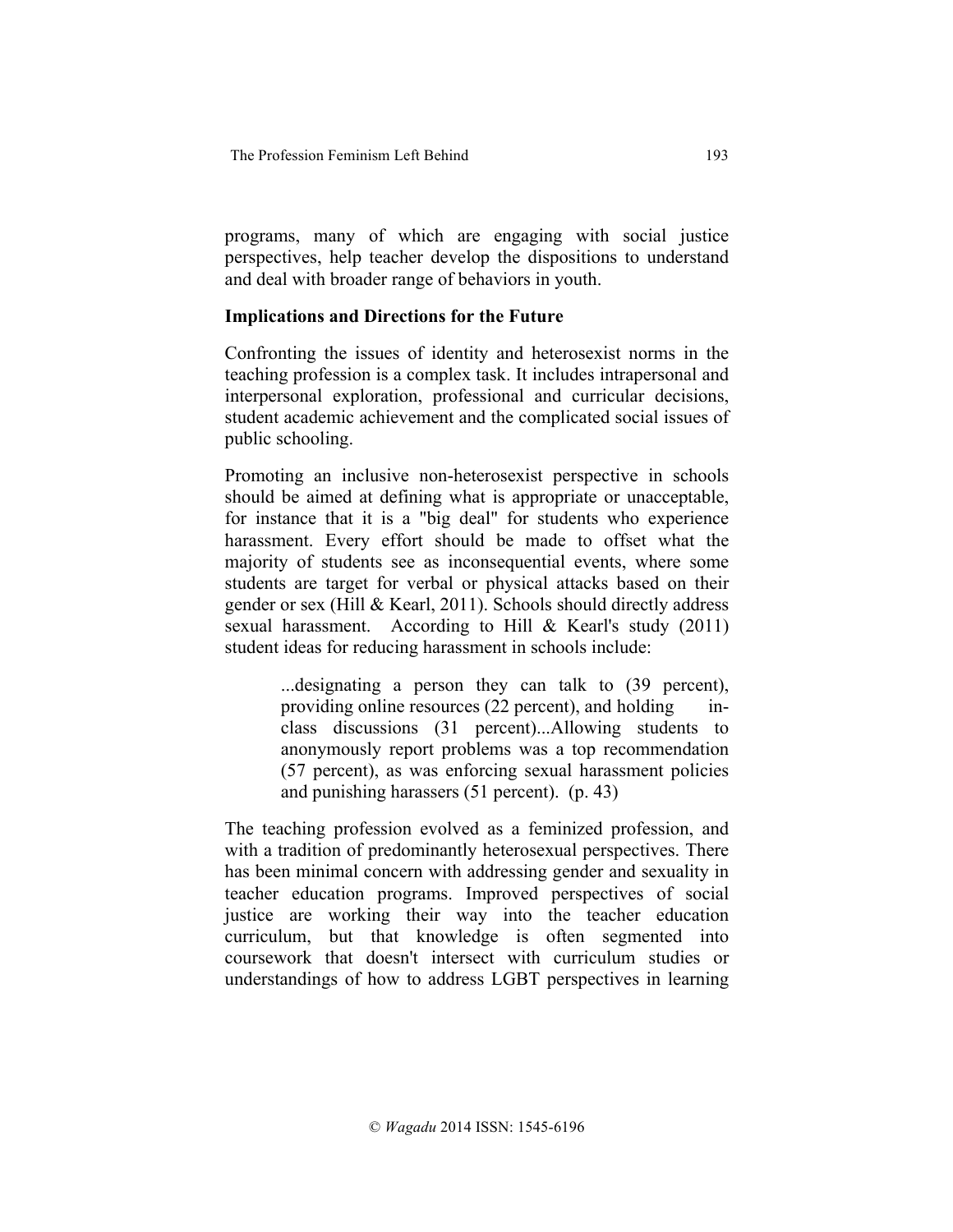programs, many of which are engaging with social justice perspectives, help teacher develop the dispositions to understand and deal with broader range of behaviors in youth.

## Implications and Directions for the Future

Confronting the issues of identity and heterosexist norms in the teaching profession is a complex task. It includes intrapersonal and interpersonal exploration, professional and curricular decisions, student academic achievement and the complicated social issues of public schooling.

Promoting an inclusive non-heterosexist perspective in schools should be aimed at defining what is appropriate or unacceptable, for instance that it is a "big deal" for students who experience harassment. Every effort should be made to offset what the majority of students see as inconsequential events, where some students are target for verbal or physical attacks based on their gender or sex (Hill & Kearl, 2011). Schools should directly address sexual harassment. According to Hill & Kearl's study (2011) student ideas for reducing harassment in schools include:

> ...designating a person they can talk to (39 percent), providing online resources (22 percent), and holding in-class discussions (31 percent)...Allowing students to anonymously report problems was a top recommendation (57 percent), as was enforcing sexual harassment policies and punishing harassers (51 percent). (p. 43)

The teaching profession evolved as a feminized profession, and with a tradition of predominantly heterosexual perspectives. There has been minimal concern with addressing gender and sexuality in teacher education programs. Improved perspectives of social justice are working their way into the teacher education curriculum, but that knowledge is often segmented into coursework that doesn't intersect with curriculum studies or understandings of how to address LGBT perspectives in learning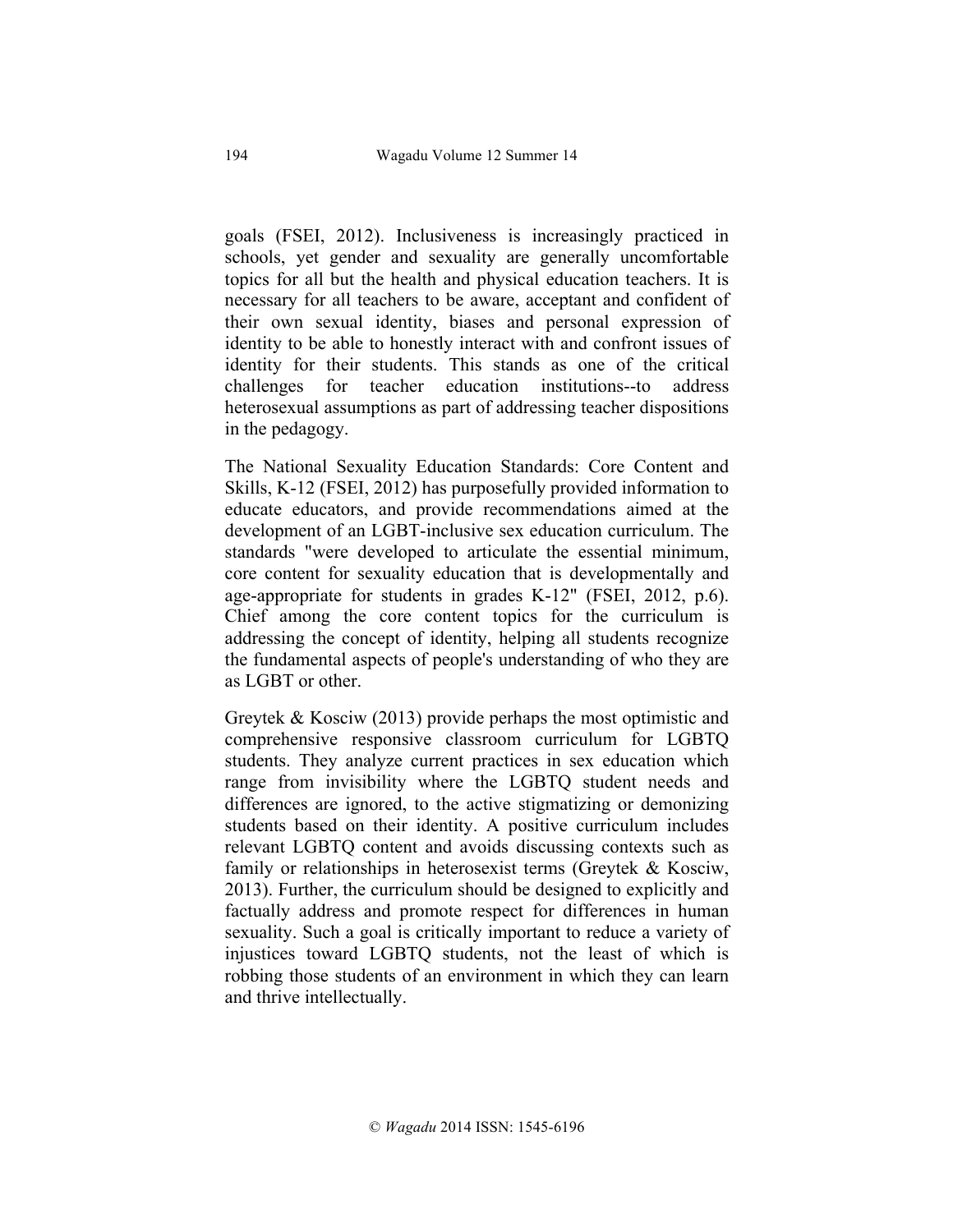goals (FSEI, 2012). Inclusiveness is increasingly practiced in schools, yet gender and sexuality are generally uncomfortable topics for all but the health and physical education teachers. It is necessary for all teachers to be aware, acceptant and confident of their own sexual identity, biases and personal expression of identity to be able to honestly interact with and confront issues of identity for their students. This stands as one of the critical challenges for teacher education institutions--to address heterosexual assumptions as part of addressing teacher dispositions in the pedagogy.

The National Sexuality Education Standards: Core Content and Skills, K-12 (FSEI, 2012) has purposefully provided information to educate educators, and provide recommendations aimed at the development of an LGBT-inclusive sex education curriculum. The standards "were developed to articulate the essential minimum, core content for sexuality education that is developmentally and age-appropriate for students in grades K-12" (FSEI, 2012, p.6). Chief among the core content topics for the curriculum is addressing the concept of identity, helping all students recognize the fundamental aspects of people's understanding of who they are as LGBT or other.

Greytek & Kosciw (2013) provide perhaps the most optimistic and comprehensive responsive classroom curriculum for LGBTQ students. They analyze current practices in sex education which range from invisibility where the LGBTQ student needs and differences are ignored, to the active stigmatizing or demonizing students based on their identity. A positive curriculum includes relevant LGBTQ content and avoids discussing contexts such as family or relationships in heterosexist terms (Greytek & Kosciw, 2013). Further, the curriculum should be designed to explicitly and factually address and promote respect for differences in human sexuality. Such a goal is critically important to reduce a variety of injustices toward LGBTQ students, not the least of which is robbing those students of an environment in which they can learn and thrive intellectually.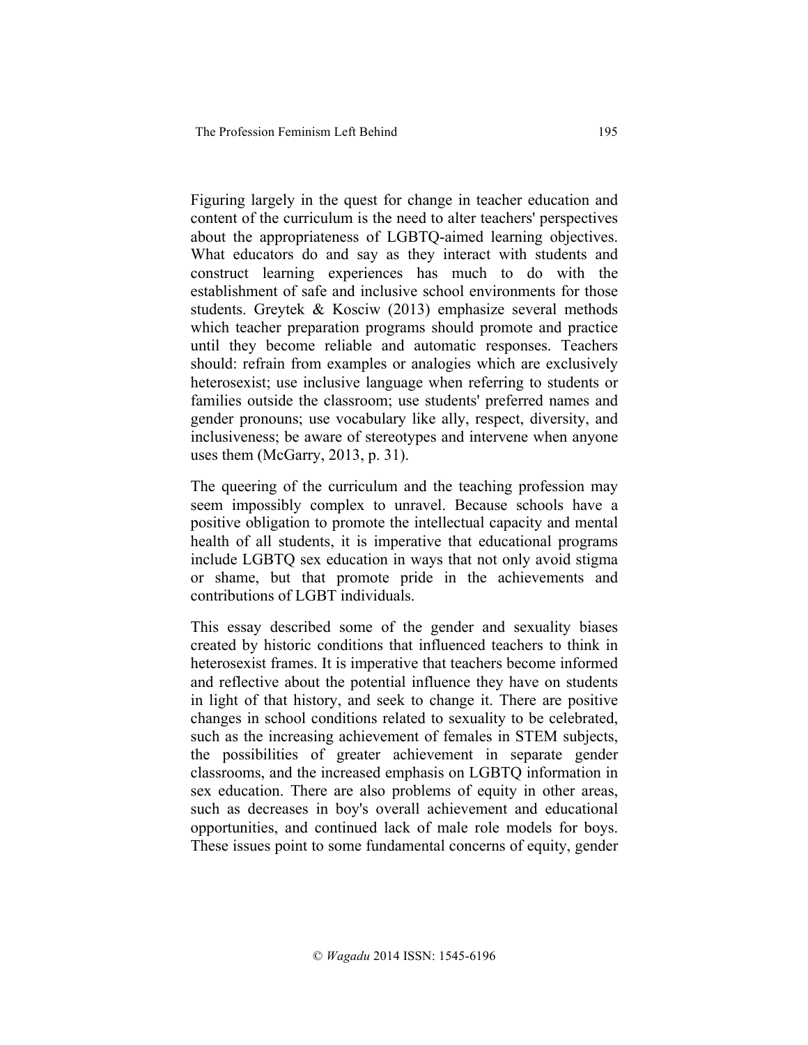Figuring largely in the quest for change in teacher education and content of the curriculum is the need to alter teachers' perspectives about the appropriateness of LGBTQ-aimed learning objectives. What educators do and say as they interact with students and construct learning experiences has much to do with the establishment of safe and inclusive school environments for those students. Greytek & Kosciw (2013) emphasize several methods which teacher preparation programs should promote and practice until they become reliable and automatic responses. Teachers should: refrain from examples or analogies which are exclusively heterosexist; use inclusive language when referring to students or families outside the classroom; use students' preferred names and gender pronouns; use vocabulary like ally, respect, diversity, and inclusiveness; be aware of stereotypes and intervene when anyone uses them (McGarry, 2013, p. 31).

The queering of the curriculum and the teaching profession may seem impossibly complex to unravel. Because schools have a positive obligation to promote the intellectual capacity and mental health of all students, it is imperative that educational programs include LGBTQ sex education in ways that not only avoid stigma or shame, but that promote pride in the achievements and contributions of LGBT individuals.

This essay described some of the gender and sexuality biases created by historic conditions that influenced teachers to think in heterosexist frames. It is imperative that teachers become informed and reflective about the potential influence they have on students in light of that history, and seek to change it. There are positive changes in school conditions related to sexuality to be celebrated, such as the increasing achievement of females in STEM subjects, the possibilities of greater achievement in separate gender classrooms, and the increased emphasis on LGBTQ information in sex education. There are also problems of equity in other areas, such as decreases in boy's overall achievement and educational opportunities, and continued lack of male role models for boys. These issues point to some fundamental concerns of equity, gender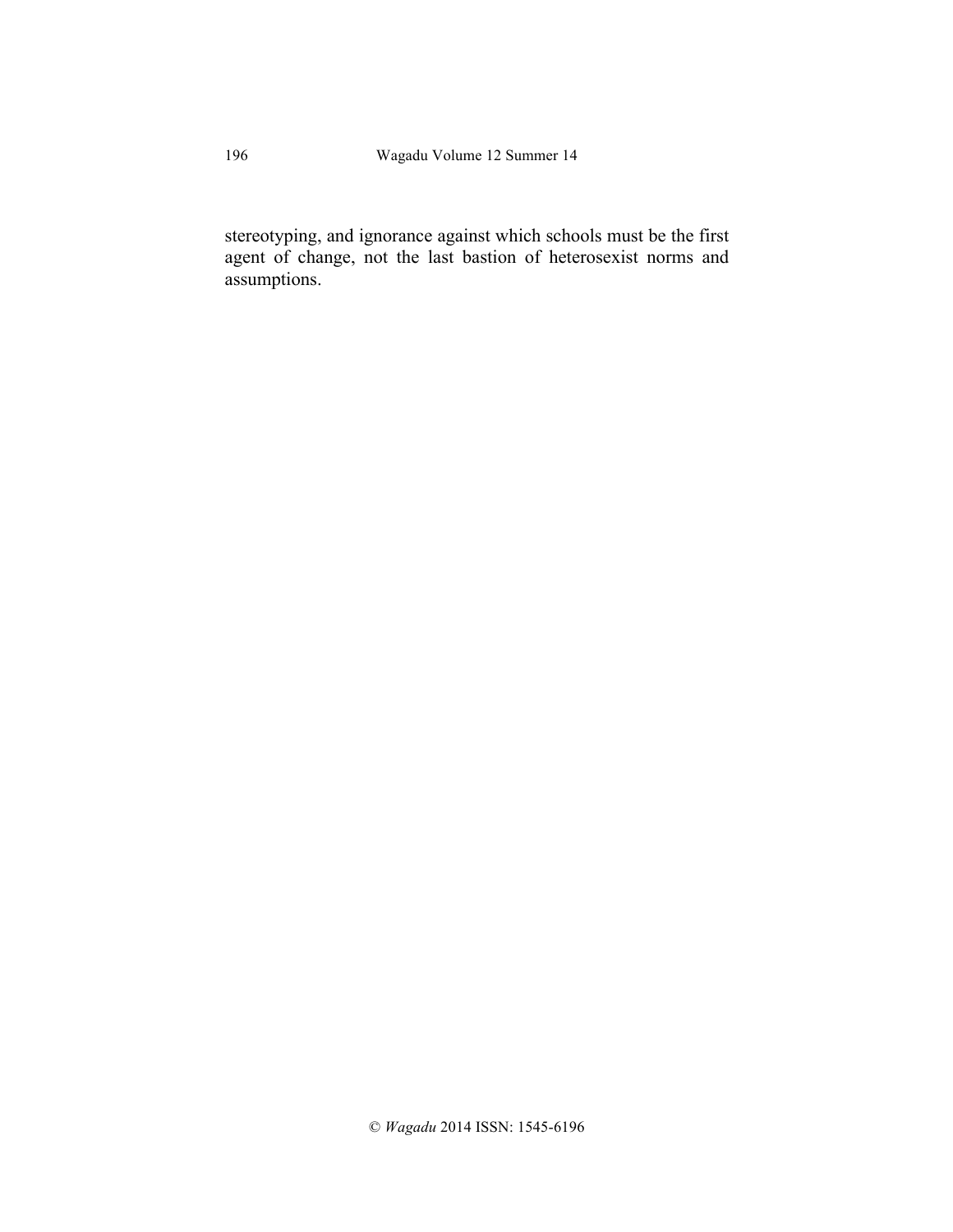stereotyping, and ignorance against which schools must be the first agent of change, not the last bastion of heterosexist norms and assumptions.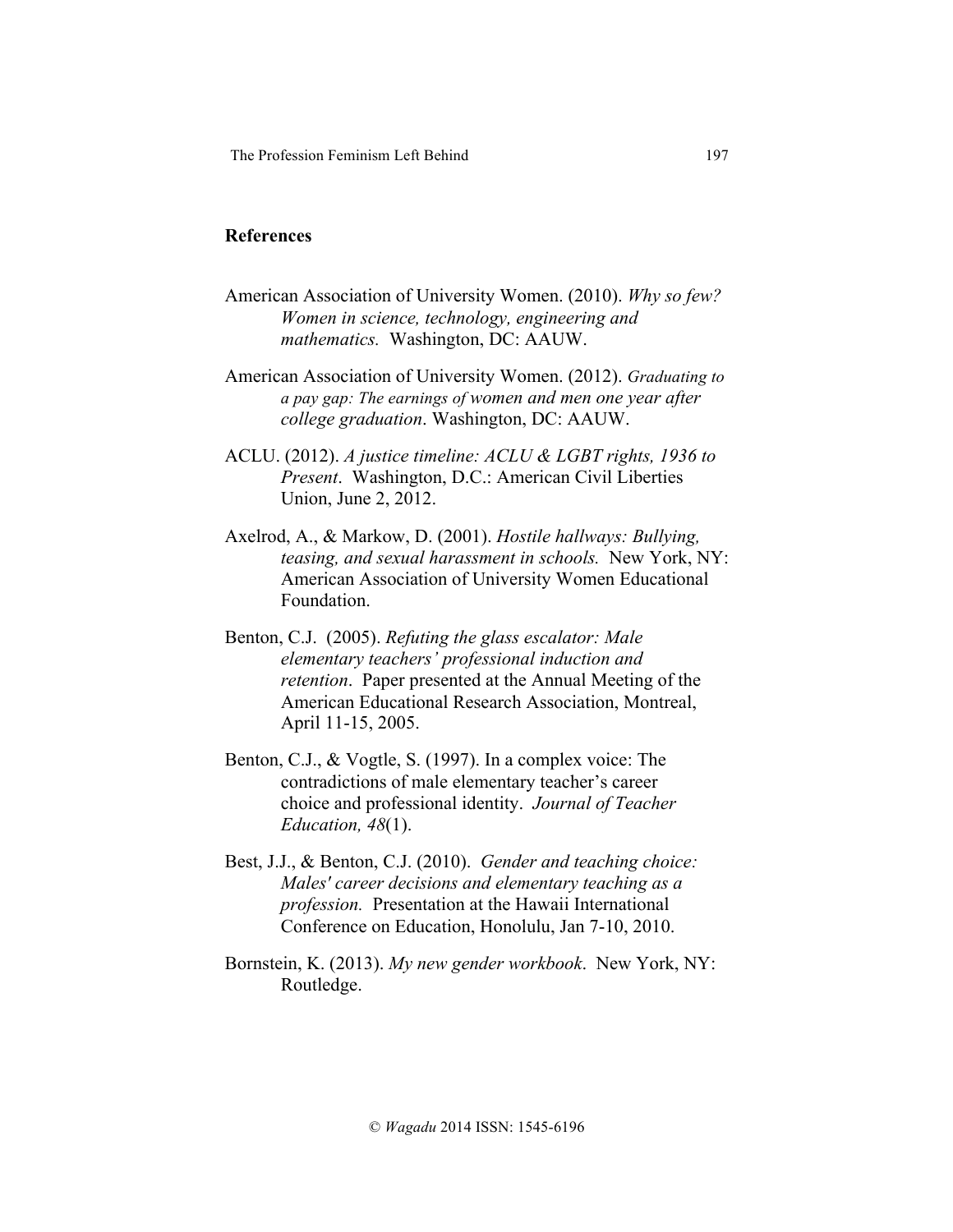## References

American Association of University Women. (2010). *Why so few? Women in science, technology, engineering and mathematics.* Washington, DC: AAUW.

American Association of University Women. (2012). *Graduating to a pay gap: The earnings of women and men one year after college graduation*. Washington, DC: AAUW.

ACLU. (2012). *A justice timeline: ACLU & LGBT rights, 1936 to Present*. Washington, D.C.: American Civil Liberties Union, June 2, 2012.

Axelrod, A., & Markow, D. (2001). *Hostile hallways: Bullying, teasing, and sexual harassment in schools.* New York, NY: American Association of University Women Educational Foundation.

Benton, C.J. (2005). *Refuting the glass escalator: Male elementary teachers' professional induction and retention*. Paper presented at the Annual Meeting of the American Educational Research Association, Montreal, April 11-15, 2005.

Benton, C.J., & Vogtle, S. (1997). In a complex voice: The contradictions of male elementary teacher's career choice and professional identity. *Journal of Teacher Education, 48*(1).

Best, J.J., & Benton, C.J. (2010). *Gender and teaching choice: Males' career decisions and elementary teaching as a profession.* Presentation at the Hawaii International Conference on Education, Honolulu, Jan 7-10, 2010.

Bornstein, K. (2013). *My new gender workbook*. New York, NY: Routledge.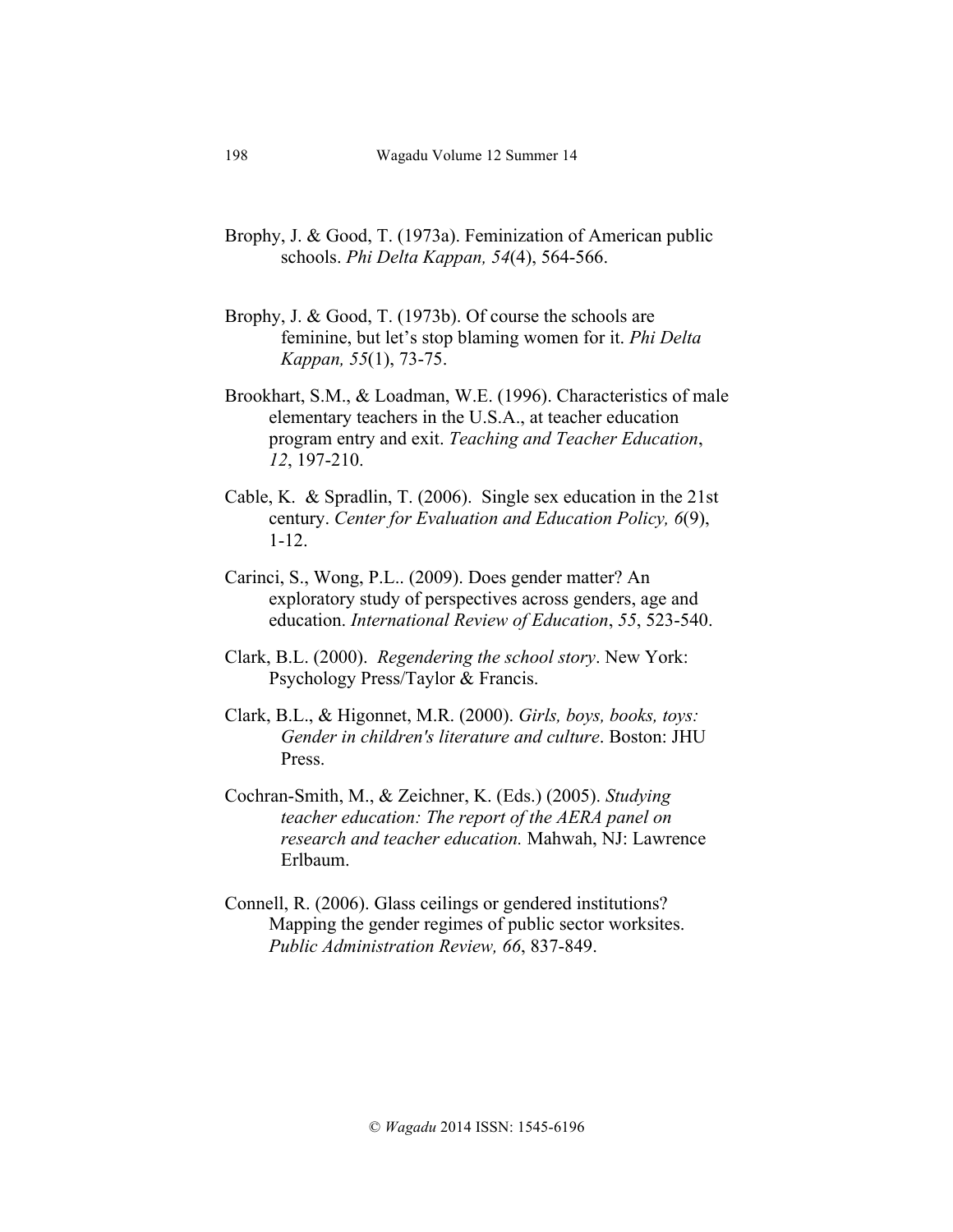Brophy, J. & Good, T. (1973a). Feminization of American public schools. *Phi Delta Kappan, 54*(4), 564-566.

Brophy, J. & Good, T. (1973b). Of course the schools are feminine, but let's stop blaming women for it. *Phi Delta Kappan, 55*(1), 73-75.

Brookhart, S.M., & Loadman, W.E. (1996). Characteristics of male elementary teachers in the U.S.A., at teacher education program entry and exit. *Teaching and Teacher Education*, *12*, 197-210.

Cable, K. & Spradlin, T. (2006). Single sex education in the 21st century. *Center for Evaluation and Education Policy, 6*(9), 1-12.

Carinci, S., Wong, P.L.. (2009). Does gender matter? An exploratory study of perspectives across genders, age and education. *International Review of Education*, *55*, 523-540.

Clark, B.L. (2000). *Regendering the school story*. New York: Psychology Press/Taylor & Francis.

Clark, B.L., & Higonnet, M.R. (2000). *Girls, boys, books, toys: Gender in children's literature and culture*. Boston: JHU Press.

Cochran-Smith, M., & Zeichner, K. (Eds.) (2005). *Studying teacher education: The report of the AERA panel on research and teacher education.* Mahwah, NJ: Lawrence Erlbaum.

Connell, R. (2006). Glass ceilings or gendered institutions? Mapping the gender regimes of public sector worksites. *Public Administration Review, 66*, 837-849.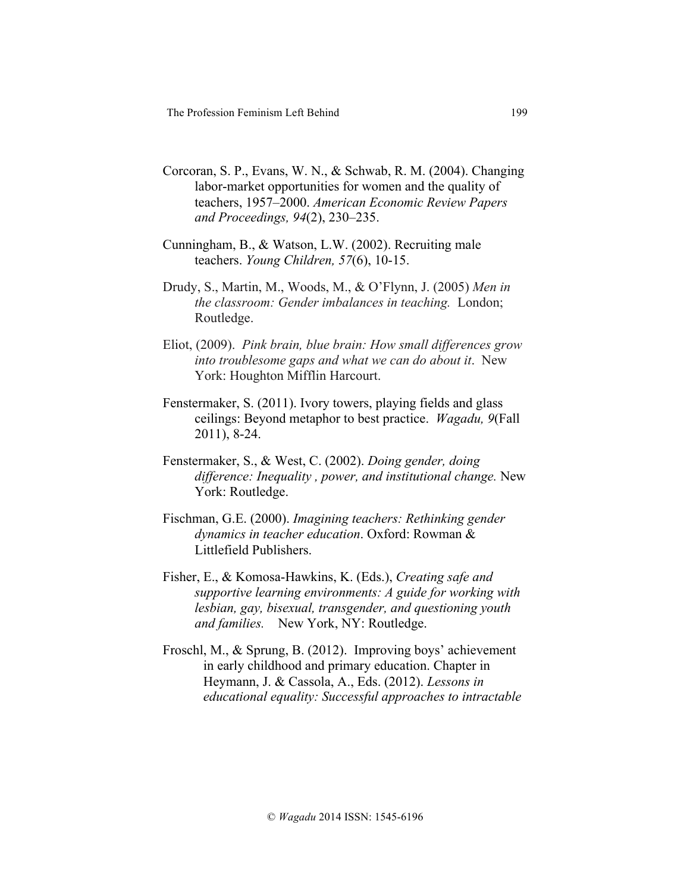Corcoran, S. P., Evans, W. N., & Schwab, R. M. (2004). Changing labor-market opportunities for women and the quality of teachers, 1957–2000. *American Economic Review Papers and Proceedings, 94*(2), 230–235.

Cunningham, B., & Watson, L.W. (2002). Recruiting male teachers. *Young Children, 57*(6), 10-15.

Drudy, S., Martin, M., Woods, M., & O'Flynn, J. (2005) *Men in the classroom: Gender imbalances in teaching.* London; Routledge.

Eliot, (2009). *Pink brain, blue brain: How small differences grow into troublesome gaps and what we can do about it*. New York: Houghton Mifflin Harcourt.

Fenstermaker, S. (2011). Ivory towers, playing fields and glass ceilings: Beyond metaphor to best practice. *Wagadu, 9*(Fall 2011), 8-24.

Fenstermaker, S., & West, C. (2002). *Doing gender, doing difference: Inequality , power, and institutional change.* New York: Routledge.

Fischman, G.E. (2000). *Imagining teachers: Rethinking gender dynamics in teacher education*. Oxford: Rowman & Littlefield Publishers.

Fisher, E., & Komosa-Hawkins, K. (Eds.), *Creating safe and supportive learning environments: A guide for working with lesbian, gay, bisexual, transgender, and questioning youth and families.* New York, NY: Routledge.

Froschl, M., & Sprung, B. (2012). Improving boys' achievement in early childhood and primary education. Chapter in Heymann, J. & Cassola, A., Eds. (2012). *Lessons in educational equality: Successful approaches to intractable*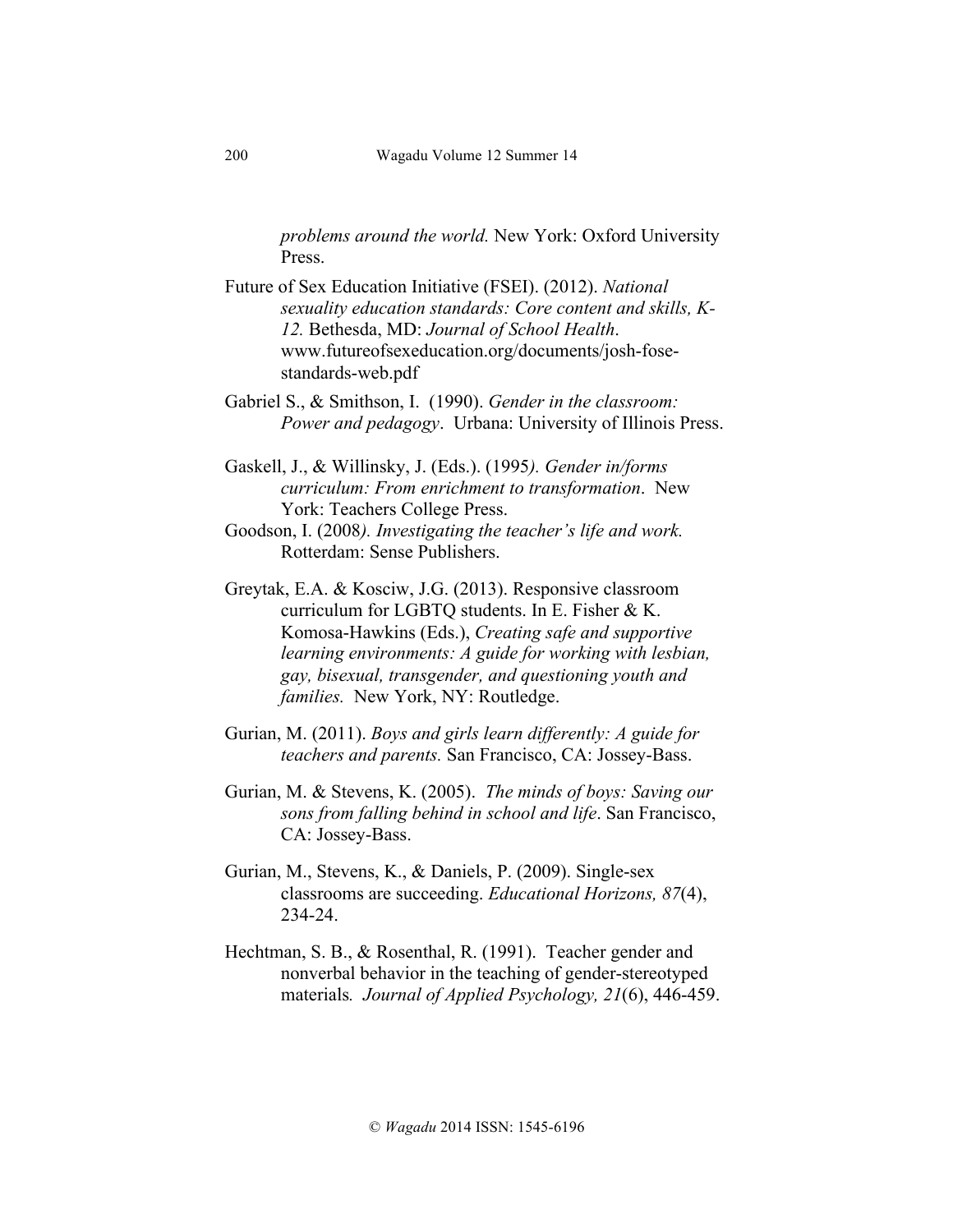*problems around the world.* New York: Oxford University Press.

Future of Sex Education Initiative (FSEI). (2012). *National sexuality education standards: Core content and skills, K-12.* Bethesda, MD: *Journal of School Health*. www.futureofsexeducation.org/documents/josh-fose-standards-web.pdf

Gabriel S., & Smithson, I. (1990). *Gender in the classroom: Power and pedagogy*. Urbana: University of Illinois Press.

Gaskell, J., & Willinsky, J. (Eds.). (1995*). Gender in/forms curriculum: From enrichment to transformation*. New York: Teachers College Press.

Goodson, I. (2008*). Investigating the teacher's life and work.* Rotterdam: Sense Publishers.

Greytak, E.A. & Kosciw, J.G. (2013). Responsive classroom curriculum for LGBTQ students. In E. Fisher & K. Komosa-Hawkins (Eds.), *Creating safe and supportive learning environments: A guide for working with lesbian, gay, bisexual, transgender, and questioning youth and families.* New York, NY: Routledge.

Gurian, M. (2011). *Boys and girls learn differently: A guide for teachers and parents.* San Francisco, CA: Jossey-Bass.

Gurian, M. & Stevens, K. (2005). *The minds of boys: Saving our sons from falling behind in school and life*. San Francisco, CA: Jossey-Bass.

Gurian, M., Stevens, K., & Daniels, P. (2009). Single-sex classrooms are succeeding. *Educational Horizons, 87*(4), 234-24.

Hechtman, S. B., & Rosenthal, R. (1991). Teacher gender and nonverbal behavior in the teaching of gender-stereotyped materials*. Journal of Applied Psychology, 21*(6), 446-459.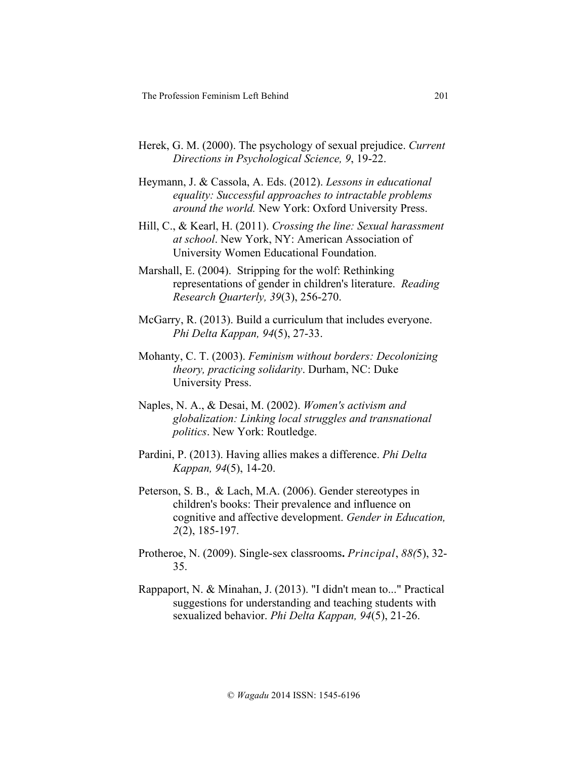Herek, G. M. (2000). The psychology of sexual prejudice. *Current Directions in Psychological Science, 9*, 19-22.

Heymann, J. & Cassola, A. Eds. (2012). *Lessons in educational equality: Successful approaches to intractable problems around the world.* New York: Oxford University Press.

Hill, C., & Kearl, H. (2011). *Crossing the line: Sexual harassment at school*. New York, NY: American Association of University Women Educational Foundation.

Marshall, E. (2004). Stripping for the wolf: Rethinking representations of gender in children's literature. *Reading Research Quarterly, 39*(3), 256-270.

McGarry, R. (2013). Build a curriculum that includes everyone. *Phi Delta Kappan, 94*(5), 27-33.

Mohanty, C. T. (2003). *Feminism without borders: Decolonizing theory, practicing solidarity*. Durham, NC: Duke University Press.

Naples, N. A., & Desai, M. (2002). *Women's activism and globalization: Linking local struggles and transnational politics*. New York: Routledge.

Pardini, P. (2013). Having allies makes a difference. *Phi Delta Kappan, 94*(5), 14-20.

Peterson, S. B., & Lach, M.A. (2006). Gender stereotypes in children's books: Their prevalence and influence on cognitive and affective development. *Gender in Education, 2*(2), 185-197.

Protheroe, N. (2009). Single-sex classrooms**.** *Principal*, *88(*5), 32-35.

Rappaport, N. & Minahan, J. (2013). "I didn't mean to..." Practical suggestions for understanding and teaching students with sexualized behavior. *Phi Delta Kappan, 94*(5), 21-26.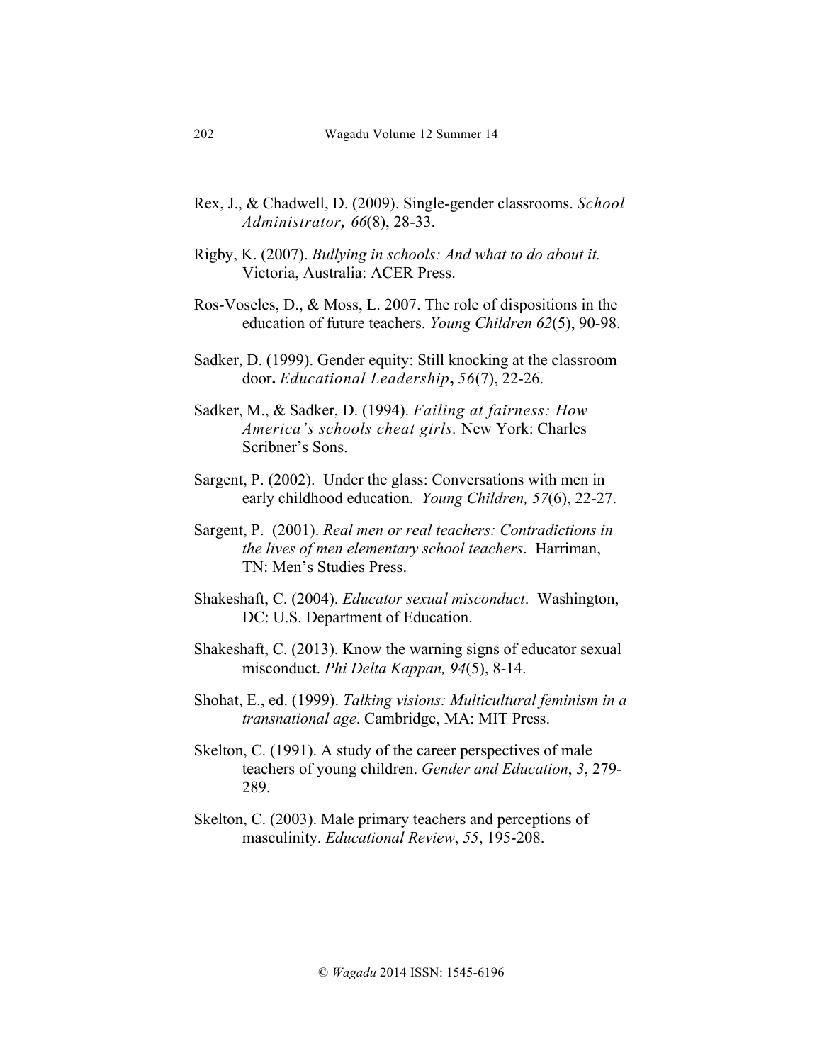Rex, J., & Chadwell, D. (2009). Single-gender classrooms. *School Administrator, 66*(8), 28-33.

Rigby, K. (2007). *Bullying in schools: And what to do about it.* Victoria, Australia: ACER Press.

Ros-Voseles, D., & Moss, L. 2007. The role of dispositions in the education of future teachers. *Young Children 62*(5), 90-98.

Sadker, D. (1999). Gender equity: Still knocking at the classroom door**.** *Educational Leadership***,** *56*(7), 22-26.

Sadker, M., & Sadker, D. (1994). *Failing at fairness: How America's schools cheat girls.* New York: Charles Scribner's Sons.

Sargent, P. (2002). Under the glass: Conversations with men in early childhood education. *Young Children, 57*(6), 22-27.

Sargent, P. (2001). *Real men or real teachers: Contradictions in the lives of men elementary school teachers*. Harriman, TN: Men's Studies Press.

Shakeshaft, C. (2004). *Educator sexual misconduct*. Washington, DC: U.S. Department of Education.

Shakeshaft, C. (2013). Know the warning signs of educator sexual misconduct. *Phi Delta Kappan, 94*(5), 8-14.

Shohat, E., ed. (1999). *Talking visions: Multicultural feminism in a transnational age*. Cambridge, MA: MIT Press.

Skelton, C. (1991). A study of the career perspectives of male teachers of young children. *Gender and Education*, *3*, 279-289.

Skelton, C. (2003). Male primary teachers and perceptions of masculinity. *Educational Review*, *55*, 195-208.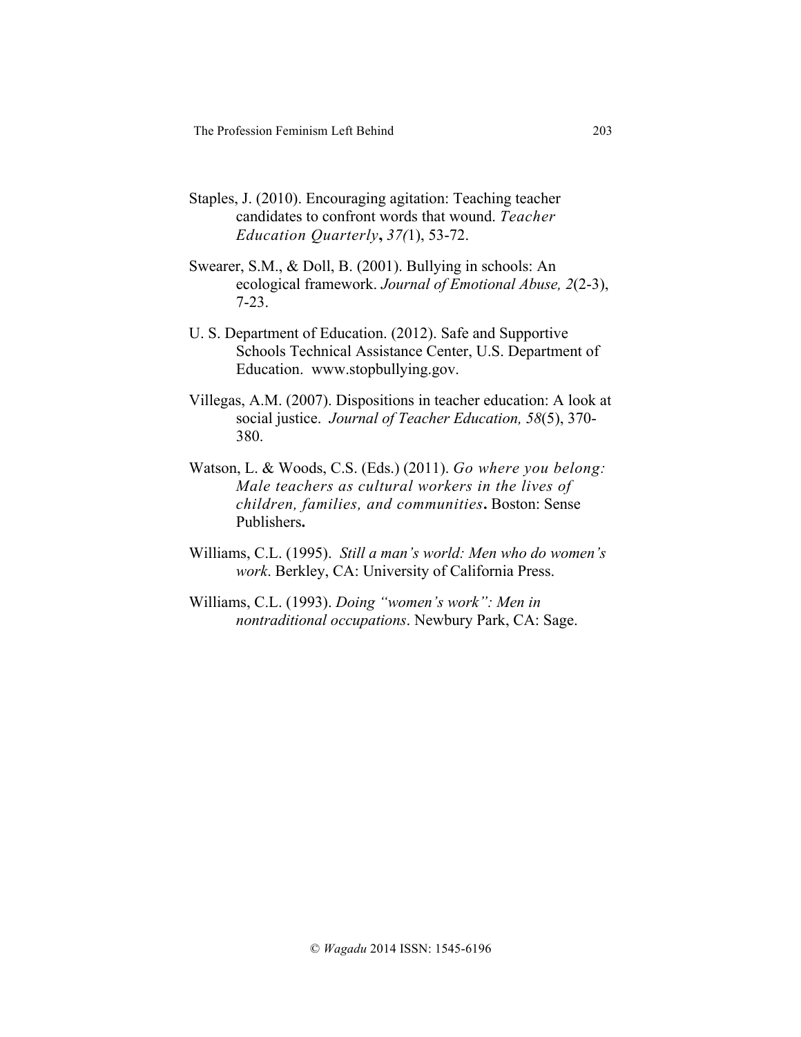Staples, J. (2010). Encouraging agitation: Teaching teacher candidates to confront words that wound. *Teacher Education Quarterly*, *37(*1), 53-72.

Swearer, S.M., & Doll, B. (2001). Bullying in schools: An ecological framework. *Journal of Emotional Abuse, 2*(2-3), 7-23.

U. S. Department of Education. (2012). Safe and Supportive Schools Technical Assistance Center, U.S. Department of Education. www.stopbullying.gov.

Villegas, A.M. (2007). Dispositions in teacher education: A look at social justice. *Journal of Teacher Education, 58*(5), 370-380.

Watson, L. & Woods, C.S. (Eds.) (2011). *Go where you belong: Male teachers as cultural workers in the lives of children, families, and communities*. Boston: Sense Publishers.

Williams, C.L. (1995). *Still a man's world: Men who do women's work*. Berkley, CA: University of California Press.

Williams, C.L. (1993). *Doing "women's work": Men in nontraditional occupations*. Newbury Park, CA: Sage.